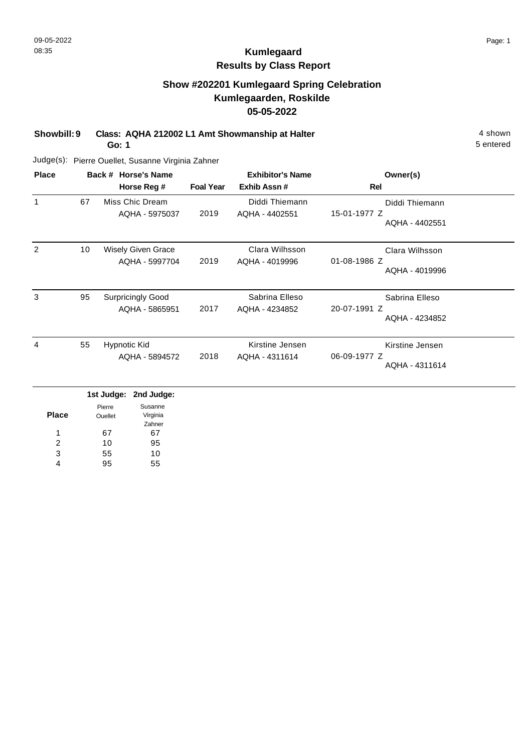# Kumlegaard

## Results by Class Report

### Show #202201 Kumlegaard Spring Celebration
### Kumlegaarden, Roskilde
### 05-05-2022

**Showbill: 9** **Class: AQHA 212002 L1 Amt Showmanship at Halter** 4 shown
**Go: 1** 5 entered

Judge(s): Pierre Ouellet, Susanne Virginia Zahner

| Place | Back # | Horse's Name / Horse Reg # | Foal Year | Exhibitor's Name / Exhib Assn # | Rel | Owner(s) |
|---|---|---|---|---|---|---|
| 1 | 67 | Miss Chic Dream<br>AQHA - 5975037 | 2019 | Diddi Thiemann<br>AQHA - 4402551 | 15-01-1977 Z | Diddi Thiemann<br>AQHA - 4402551 |
| 2 | 10 | Wisely Given Grace<br>AQHA - 5997704 | 2019 | Clara Wilhsson<br>AQHA - 4019996 | 01-08-1986 Z | Clara Wilhsson<br>AQHA - 4019996 |
| 3 | 95 | Surpricingly Good<br>AQHA - 5865951 | 2017 | Sabrina Elleso<br>AQHA - 4234852 | 20-07-1991 Z | Sabrina Elleso<br>AQHA - 4234852 |
| 4 | 55 | Hypnotic Kid<br>AQHA - 5894572 | 2018 | Kirstine Jensen<br>AQHA - 4311614 | 06-09-1977 Z | Kirstine Jensen<br>AQHA - 4311614 |

| Place | 1st Judge: Pierre Ouellet | 2nd Judge: Susanne Virginia Zahner |
|---|---|---|
| 1 | 67 | 67 |
| 2 | 10 | 95 |
| 3 | 55 | 10 |
| 4 | 95 | 55 |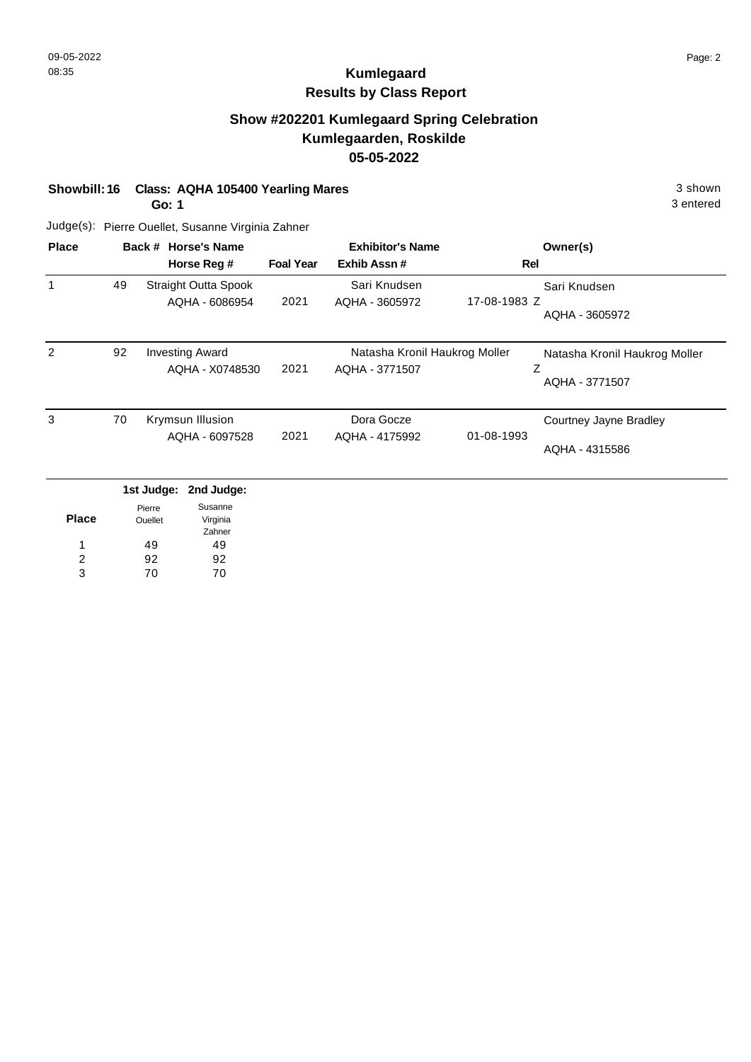**Kumlegaard**
**Results by Class Report**

## Show #202201 Kumlegaard Spring Celebration
## Kumlegaarden, Roskilde
## 05-05-2022

**Showbill: 16** **Class: AQHA 105400 Yearling Mares** 3 shown
**Go: 1** 3 entered

Judge(s): Pierre Ouellet, Susanne Virginia Zahner

| Place | Back # | Horse's Name / Horse Reg # | Foal Year | Exhibitor's Name / Exhib Assn # | Rel | Owner(s) |
|---|---|---|---|---|---|---|
| 1 | 49 | Straight Outta Spook<br>AQHA - 6086954 | 2021 | Sari Knudsen<br>AQHA - 3605972 | 17-08-1983 Z | Sari Knudsen<br>AQHA - 3605972 |
| 2 | 92 | Investing Award<br>AQHA - X0748530 | 2021 | Natasha Kronil Haukrog Moller<br>AQHA - 3771507 | Z | Natasha Kronil Haukrog Moller<br>AQHA - 3771507 |
| 3 | 70 | Krymsun Illusion<br>AQHA - 6097528 | 2021 | Dora Gocze<br>AQHA - 4175992 | 01-08-1993 | Courtney Jayne Bradley<br>AQHA - 4315586 |

| Place | 1st Judge: Pierre Ouellet | 2nd Judge: Susanne Virginia Zahner |
|---|---|---|
| 1 | 49 | 49 |
| 2 | 92 | 92 |
| 3 | 70 | 70 |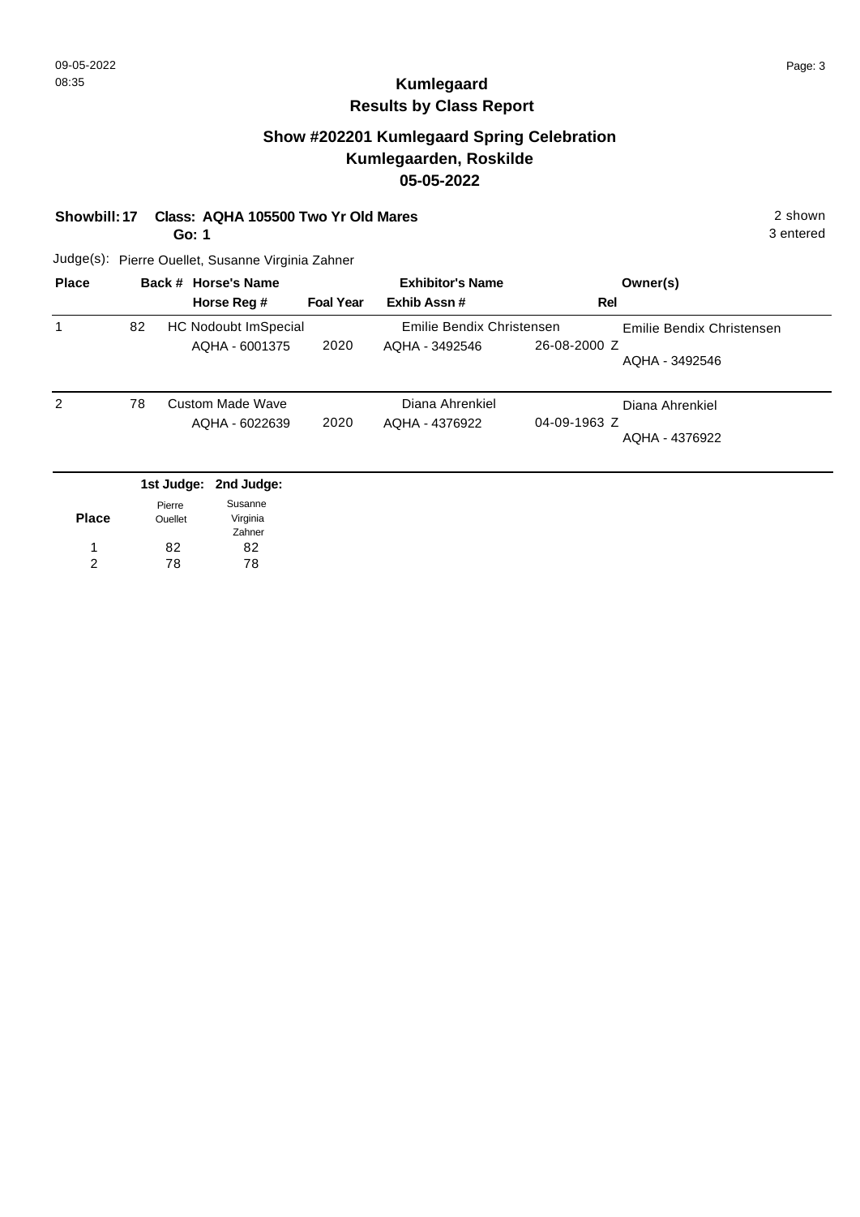# Kumlegaard

## Results by Class Report

### Show #202201 Kumlegaard Spring Celebration
### Kumlegaarden, Roskilde
### 05-05-2022

**Showbill: 17** **Class: AQHA 105500 Two Yr Old Mares** 2 shown

**Go: 1** 3 entered

Judge(s): Pierre Ouellet, Susanne Virginia Zahner

| Place | Back # | Horse's Name / Horse Reg # | Foal Year | Exhibitor's Name / Exhib Assn # | Rel | Owner(s) |
|---|---|---|---|---|---|---|
| 1 | 82 | HC Nodoubt ImSpecial<br>AQHA - 6001375 | 2020 | Emilie Bendix Christensen<br>AQHA - 3492546 | 26-08-2000 Z | Emilie Bendix Christensen<br>AQHA - 3492546 |
| 2 | 78 | Custom Made Wave<br>AQHA - 6022639 | 2020 | Diana Ahrenkiel<br>AQHA - 4376922 | 04-09-1963 Z | Diana Ahrenkiel<br>AQHA - 4376922 |

| Place | 1st Judge: Pierre Ouellet | 2nd Judge: Susanne Virginia Zahner |
|---|---|---|
| 1 | 82 | 82 |
| 2 | 78 | 78 |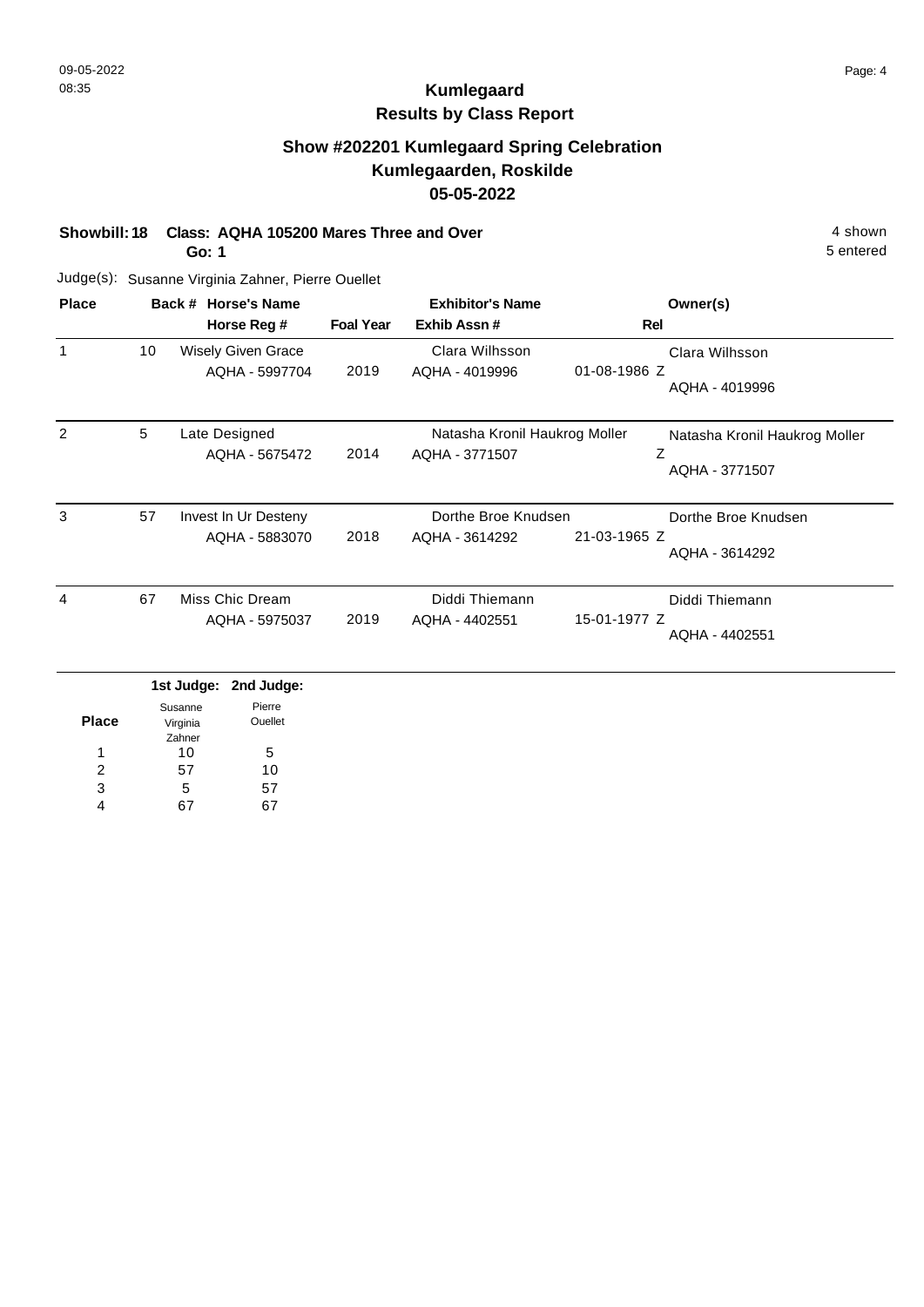# Kumlegaard
## Results by Class Report

### Show #202201 Kumlegaard Spring Celebration
### Kumlegaarden, Roskilde
### 05-05-2022

**Showbill: 18** **Class: AQHA 105200 Mares Three and Over** 4 shown
**Go: 1** 5 entered

Judge(s): Susanne Virginia Zahner, Pierre Ouellet

| Place | Back # | Horse's Name / Horse Reg # | Foal Year | Exhibitor's Name / Exhib Assn # | Rel | Owner(s) |
|---|---|---|---|---|---|---|
| 1 | 10 | Wisely Given Grace<br>AQHA - 5997704 | 2019 | Clara Wilhsson<br>AQHA - 4019996 | 01-08-1986 Z | Clara Wilhsson<br>AQHA - 4019996 |
| 2 | 5 | Late Designed<br>AQHA - 5675472 | 2014 | Natasha Kronil Haukrog Moller<br>AQHA - 3771507 | Z | Natasha Kronil Haukrog Moller<br>AQHA - 3771507 |
| 3 | 57 | Invest In Ur Desteny<br>AQHA - 5883070 | 2018 | Dorthe Broe Knudsen<br>AQHA - 3614292 | 21-03-1965 Z | Dorthe Broe Knudsen<br>AQHA - 3614292 |
| 4 | 67 | Miss Chic Dream<br>AQHA - 5975037 | 2019 | Diddi Thiemann<br>AQHA - 4402551 | 15-01-1977 Z | Diddi Thiemann<br>AQHA - 4402551 |

| Place | 1st Judge: Susanne Virginia Zahner | 2nd Judge: Pierre Ouellet |
|---|---|---|
| 1 | 10 | 5 |
| 2 | 57 | 10 |
| 3 | 5 | 57 |
| 4 | 67 | 67 |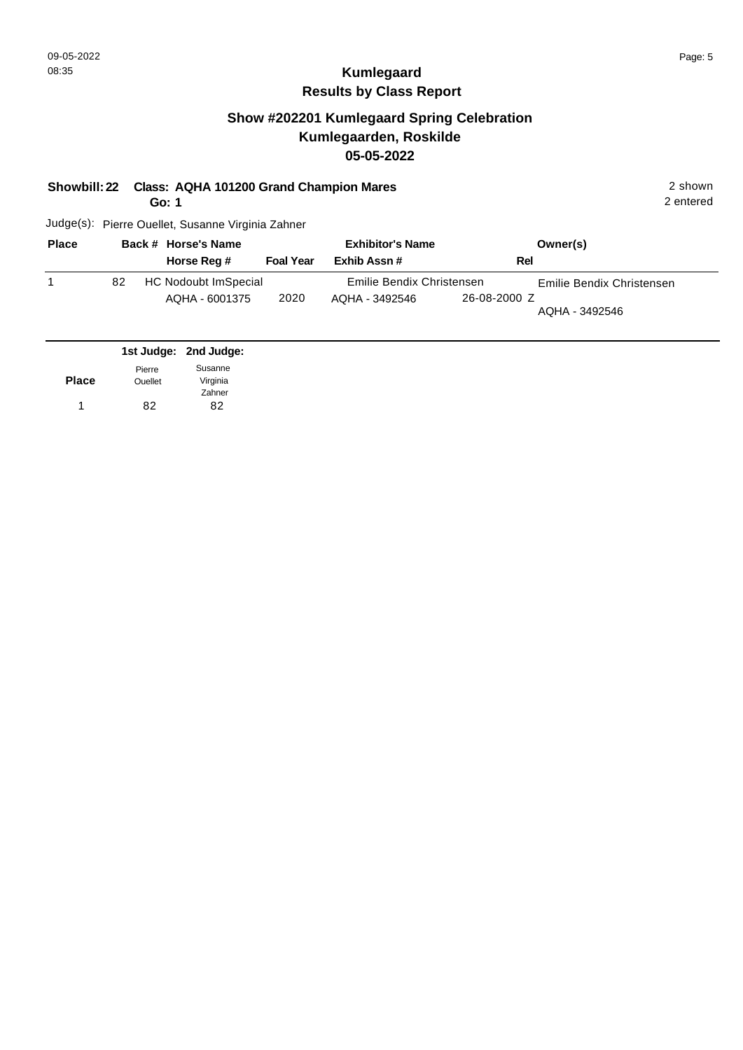# Kumlegaard
## Results by Class Report

## Show #202201 Kumlegaard Spring Celebration
## Kumlegaarden, Roskilde
## 05-05-2022

**Showbill: 22** **Class: AQHA 101200 Grand Champion Mares** 2 shown

**Go: 1** 2 entered

Judge(s): Pierre Ouellet, Susanne Virginia Zahner

| Place | Back # | Horse's Name / Horse Reg # | Foal Year | Exhibitor's Name / Exhib Assn # | Rel | Owner(s) |
|---|---|---|---|---|---|---|
| 1 | 82 | HC Nodoubt ImSpecial<br>AQHA - 6001375 | 2020 | Emilie Bendix Christensen<br>AQHA - 3492546 | 26-08-2000 Z | Emilie Bendix Christensen<br>AQHA - 3492546 |

| Place | 1st Judge: Pierre Ouellet | 2nd Judge: Susanne Virginia Zahner |
|---|---|---|
| 1 | 82 | 82 |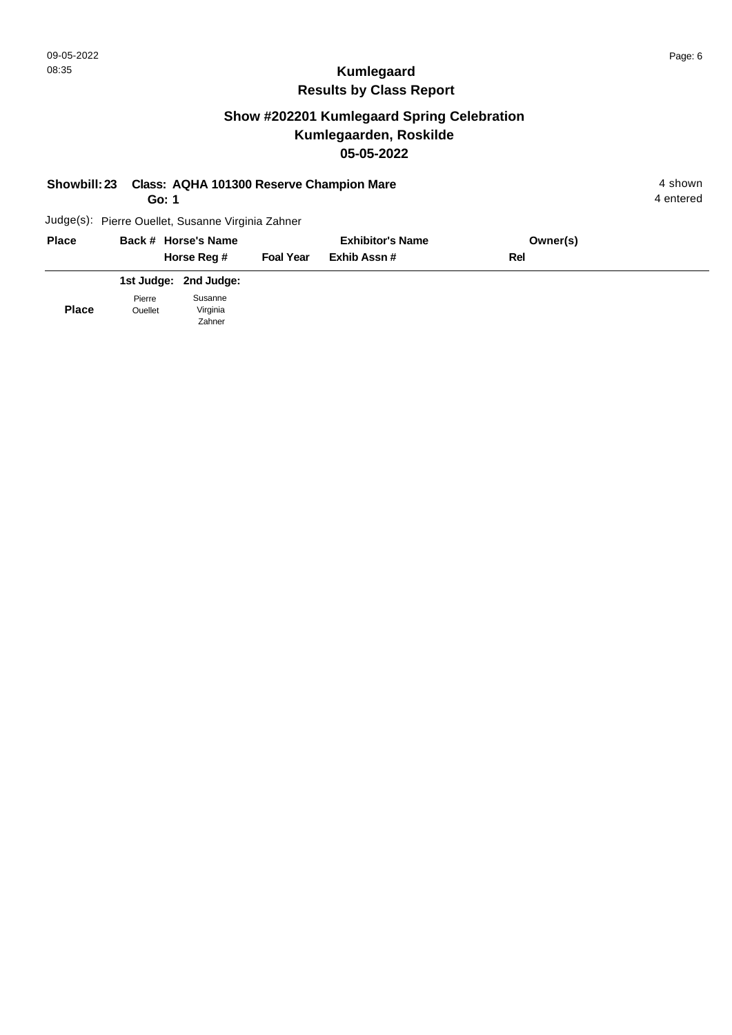# Kumlegaard
## Results by Class Report

### Show #202201 Kumlegaard Spring Celebration
### Kumlegaarden, Roskilde
### 05-05-2022

**Showbill: 23** **Class: AQHA 101300 Reserve Champion Mare** 4 shown
**Go: 1** 4 entered

Judge(s): Pierre Ouellet, Susanne Virginia Zahner

| Place | Back # | Horse's Name / Horse Reg # | Foal Year | Exhibitor's Name / Exhib Assn # | Owner(s) / Rel |
|---|---|---|---|---|---|

| Place | 1st Judge: Pierre Ouellet | 2nd Judge: Susanne Virginia Zahner |
|---|---|---|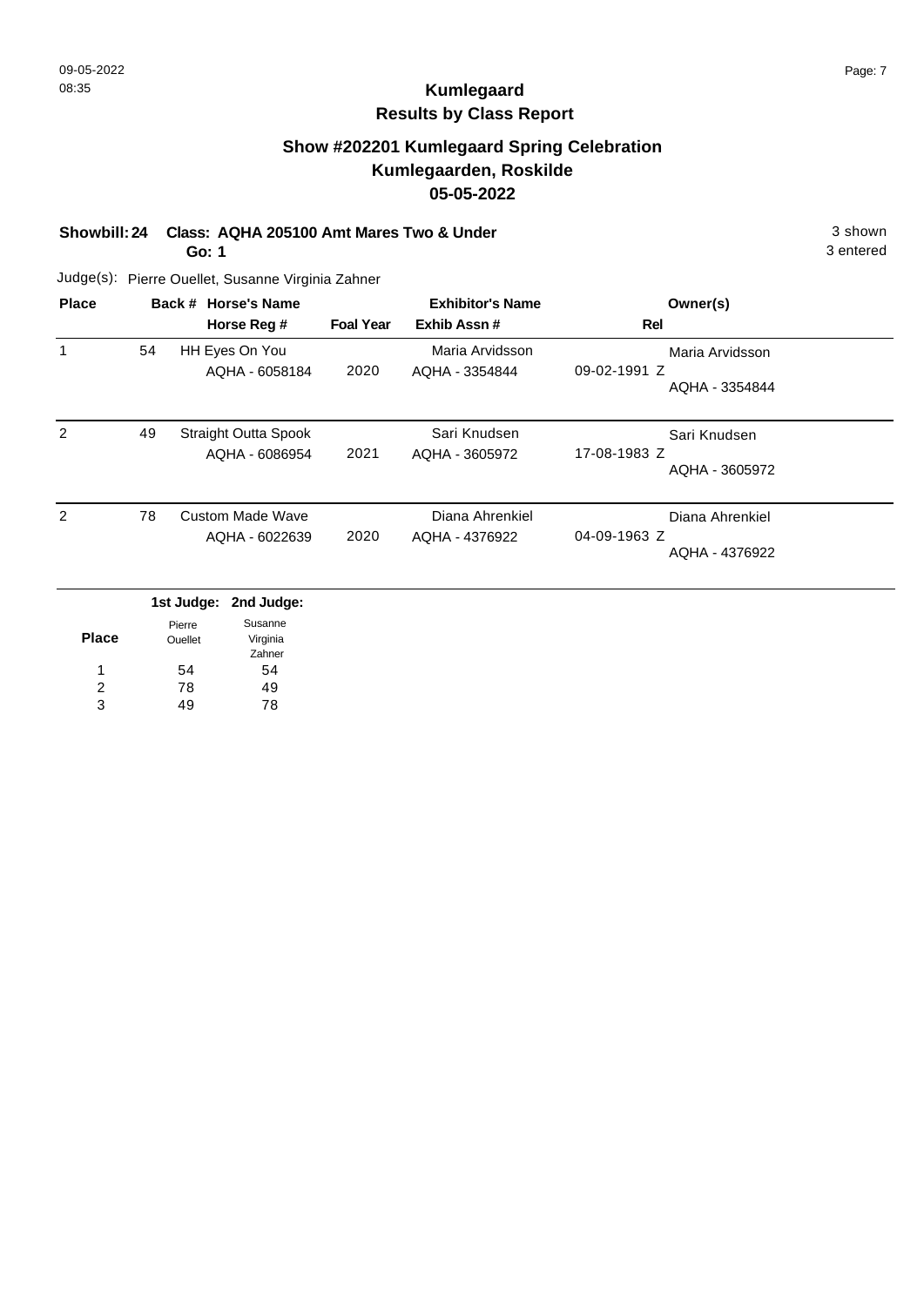# Kumlegaard
## Results by Class Report

### Show #202201 Kumlegaard Spring Celebration
### Kumlegaarden, Roskilde
### 05-05-2022

**Showbill: 24 Class: AQHA 205100 Amt Mares Two & Under** 3 shown
**Go: 1** 3 entered

Judge(s): Pierre Ouellet, Susanne Virginia Zahner

| Place | Back # | Horse's Name / Horse Reg # | Foal Year | Exhibitor's Name / Exhib Assn # | Rel | Owner(s) |
|---|---|---|---|---|---|---|
| 1 | 54 | HH Eyes On You<br>AQHA - 6058184 | 2020 | Maria Arvidsson<br>AQHA - 3354844 | 09-02-1991 Z | Maria Arvidsson<br>AQHA - 3354844 |
| 2 | 49 | Straight Outta Spook<br>AQHA - 6086954 | 2021 | Sari Knudsen<br>AQHA - 3605972 | 17-08-1983 Z | Sari Knudsen<br>AQHA - 3605972 |
| 2 | 78 | Custom Made Wave<br>AQHA - 6022639 | 2020 | Diana Ahrenkiel<br>AQHA - 4376922 | 04-09-1963 Z | Diana Ahrenkiel<br>AQHA - 4376922 |

| Place | 1st Judge: Pierre Ouellet | 2nd Judge: Susanne Virginia Zahner |
|---|---|---|
| 1 | 54 | 54 |
| 2 | 78 | 49 |
| 3 | 49 | 78 |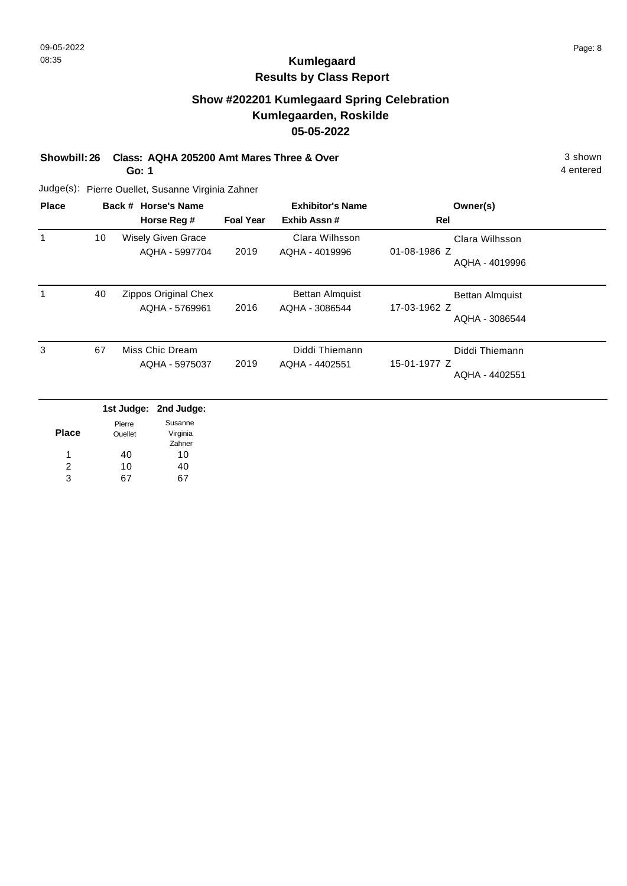## Kumlegaard
## Results by Class Report

### Show #202201 Kumlegaard Spring Celebration
### Kumlegaarden, Roskilde
### 05-05-2022

**Showbill: 26** **Class: AQHA 205200 Amt Mares Three & Over** **Go: 1**

3 shown
4 entered

Judge(s): Pierre Ouellet, Susanne Virginia Zahner

| Place | Back # | Horse's Name / Horse Reg # | Foal Year | Exhibitor's Name / Exhib Assn # | Rel | Owner(s) |
|---|---|---|---|---|---|---|
| 1 | 10 | Wisely Given Grace<br>AQHA - 5997704 | 2019 | Clara Wilhsson<br>AQHA - 4019996 | 01-08-1986 Z | Clara Wilhsson<br>AQHA - 4019996 |
| 1 | 40 | Zippos Original Chex<br>AQHA - 5769961 | 2016 | Bettan Almquist<br>AQHA - 3086544 | 17-03-1962 Z | Bettan Almquist<br>AQHA - 3086544 |
| 3 | 67 | Miss Chic Dream<br>AQHA - 5975037 | 2019 | Diddi Thiemann<br>AQHA - 4402551 | 15-01-1977 Z | Diddi Thiemann<br>AQHA - 4402551 |

| Place | 1st Judge: Pierre Ouellet | 2nd Judge: Susanne Virginia Zahner |
|---|---|---|
| 1 | 40 | 10 |
| 2 | 10 | 40 |
| 3 | 67 | 67 |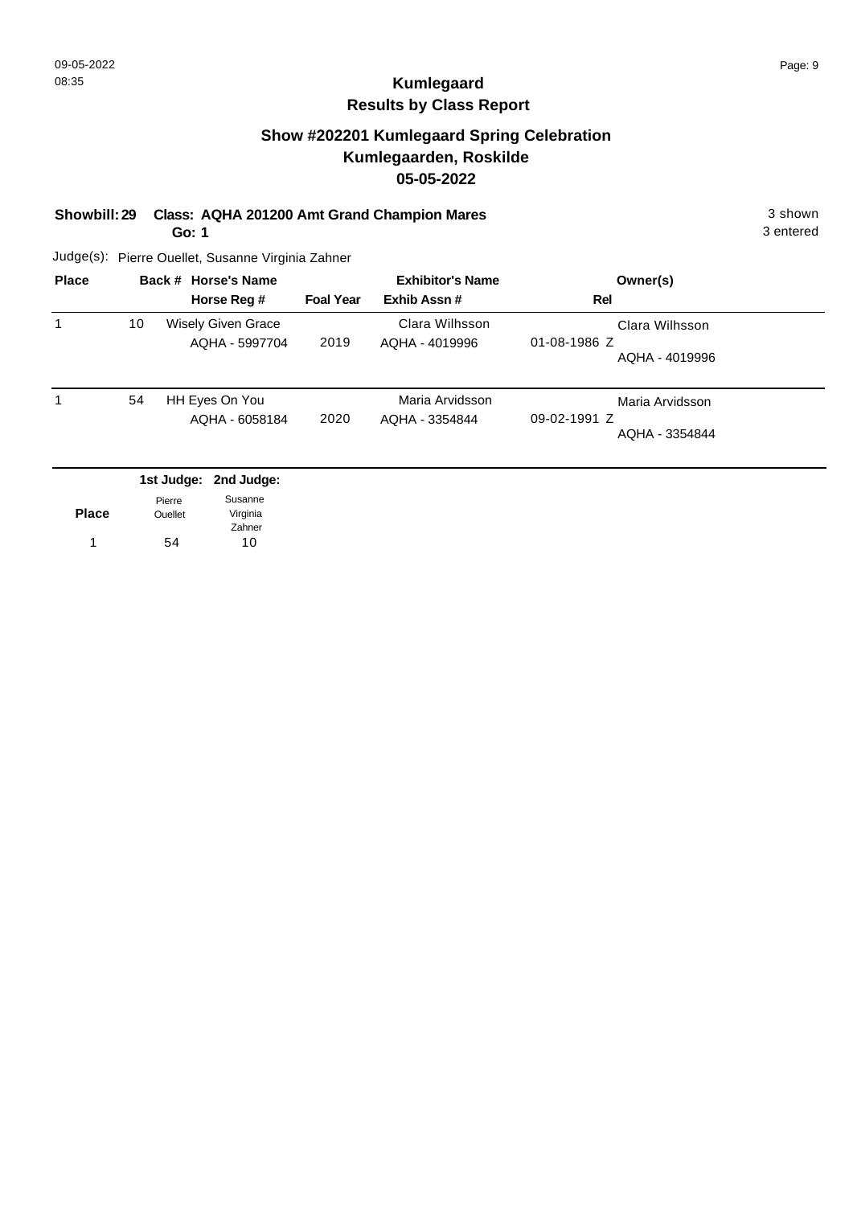# Kumlegaard

## Results by Class Report

### Show #202201 Kumlegaard Spring Celebration

### Kumlegaarden, Roskilde

### 05-05-2022

**Showbill: 29 Class: AQHA 201200 Amt Grand Champion Mares** 3 shown

**Go: 1** 3 entered

Judge(s): Pierre Ouellet, Susanne Virginia Zahner

| Place | Back # | Horse's Name / Horse Reg # | Foal Year | Exhibitor's Name / Exhib Assn # | Rel | Owner(s) |
|---|---|---|---|---|---|---|
| 1 | 10 | Wisely Given Grace<br>AQHA - 5997704 | 2019 | Clara Wilhsson<br>AQHA - 4019996 | 01-08-1986 Z | Clara Wilhsson<br>AQHA - 4019996 |
| 1 | 54 | HH Eyes On You<br>AQHA - 6058184 | 2020 | Maria Arvidsson<br>AQHA - 3354844 | 09-02-1991 Z | Maria Arvidsson<br>AQHA - 3354844 |

| Place | 1st Judge: Pierre Ouellet | 2nd Judge: Susanne Virginia Zahner |
|---|---|---|
| 1 | 54 | 10 |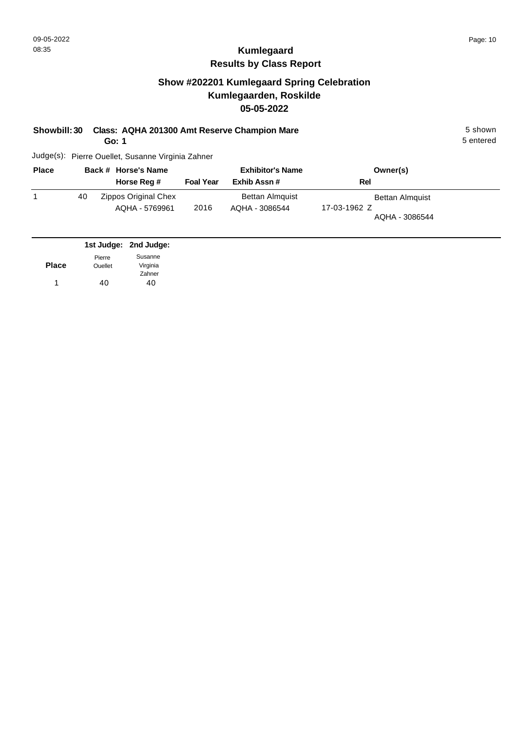# Kumlegaard
## Results by Class Report

## Show #202201 Kumlegaard Spring Celebration
## Kumlegaarden, Roskilde
## 05-05-2022

**Showbill: 30 Class: AQHA 201300 Amt Reserve Champion Mare**
**Go: 1**

5 shown
5 entered

Judge(s): Pierre Ouellet, Susanne Virginia Zahner

| Place | Back # | Horse's Name / Horse Reg # | Foal Year | Exhibitor's Name / Exhib Assn # | Rel | Owner(s) |
|---|---|---|---|---|---|---|
| 1 | 40 | Zippos Original Chex<br>AQHA - 5769961 | 2016 | Bettan Almquist<br>AQHA - 3086544 | 17-03-1962 Z | Bettan Almquist<br>AQHA - 3086544 |

| Place | 1st Judge: Pierre Ouellet | 2nd Judge: Susanne Virginia Zahner |
|---|---|---|
| 1 | 40 | 40 |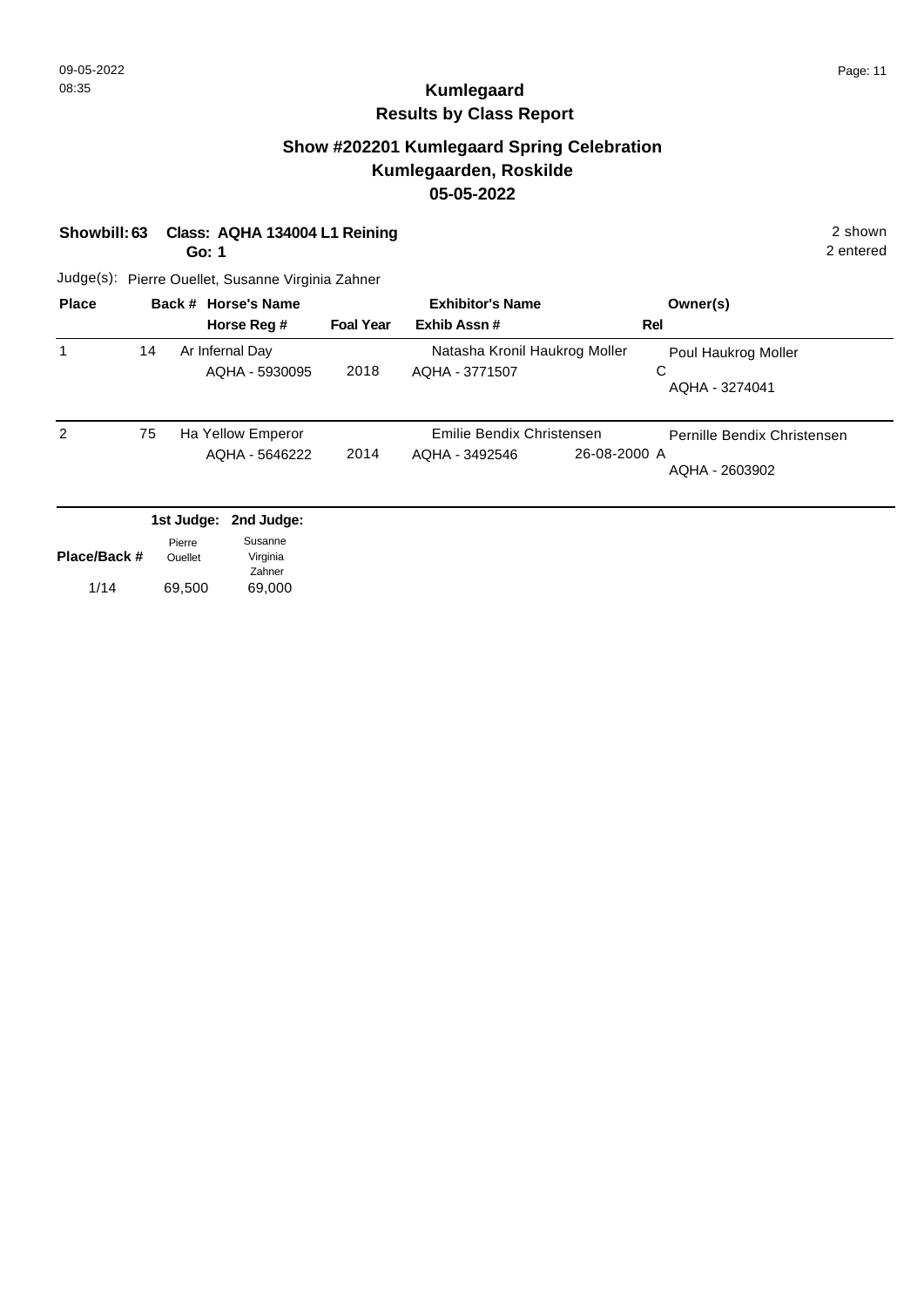# Kumlegaard

## Results by Class Report

### Show #202201 Kumlegaard Spring Celebration
### Kumlegaarden, Roskilde
### 05-05-2022

**Showbill: 63** **Class: AQHA 134004 L1 Reining** 2 shown
**Go: 1** 2 entered

Judge(s): Pierre Ouellet, Susanne Virginia Zahner

| Place | Back # | Horse's Name / Horse Reg # | Foal Year | Exhibitor's Name / Exhib Assn # | Rel | Owner(s) |
|---|---|---|---|---|---|---|
| 1 | 14 | Ar Infernal Day<br>AQHA - 5930095 | 2018 | Natasha Kronil Haukrog Moller<br>AQHA - 3771507 | C | Poul Haukrog Moller<br>AQHA - 3274041 |
| 2 | 75 | Ha Yellow Emperor<br>AQHA - 5646222 | 2014 | Emilie Bendix Christensen<br>AQHA - 3492546 | 26-08-2000 A | Pernille Bendix Christensen<br>AQHA - 2603902 |

| Place/Back # | 1st Judge: Pierre Ouellet | 2nd Judge: Susanne Virginia Zahner |
|---|---|---|
| 1/14 | 69,500 | 69,000 |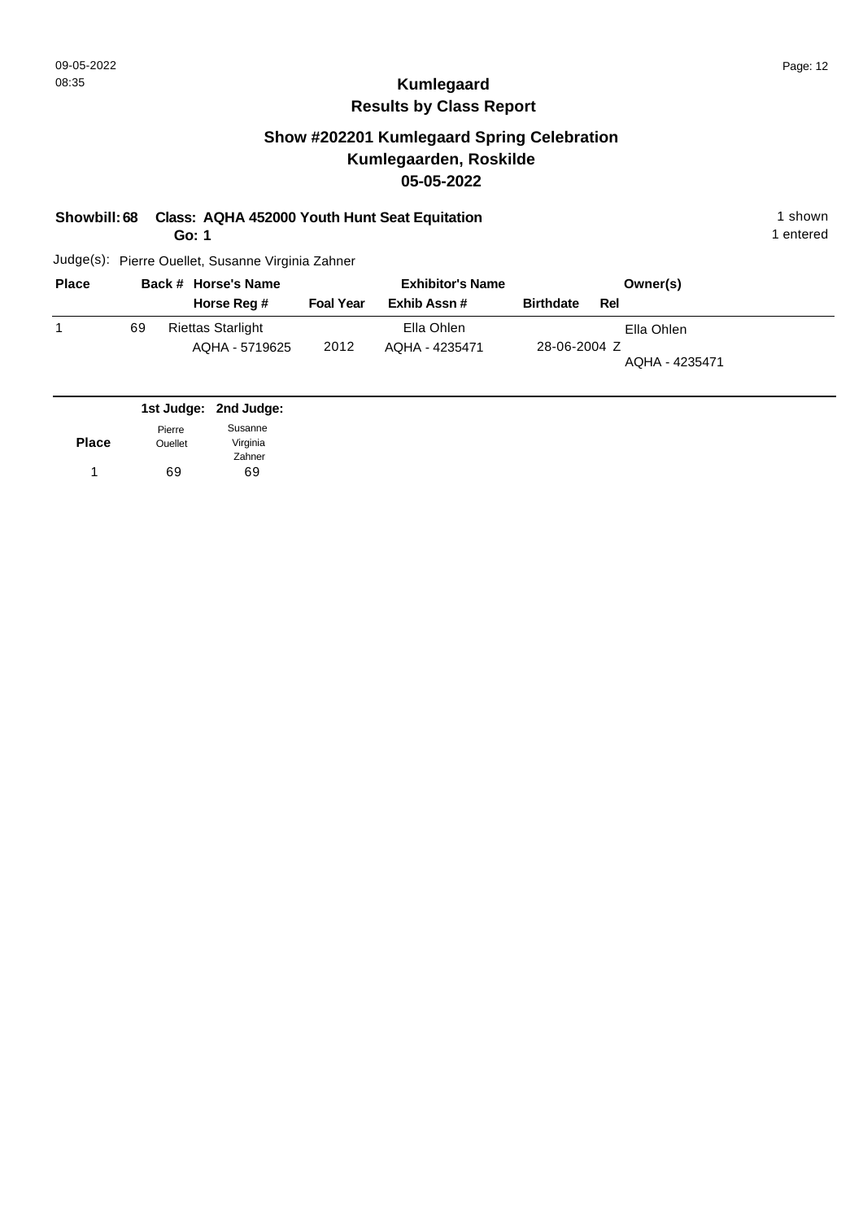# Kumlegaard

## Results by Class Report

### Show #202201 Kumlegaard Spring Celebration
### Kumlegaarden, Roskilde
### 05-05-2022

**Showbill: 68 Class: AQHA 452000 Youth Hunt Seat Equitation** — 1 shown, 1 entered

**Go: 1**

Judge(s): Pierre Ouellet, Susanne Virginia Zahner

| Place | Back # | Horse's Name / Horse Reg # | Foal Year | Exhibitor's Name / Exhib Assn # | Birthdate | Rel | Owner(s) |
|---|---|---|---|---|---|---|---|
| 1 | 69 | Riettas Starlight<br>AQHA - 5719625 | 2012 | Ella Ohlen<br>AQHA - 4235471 | 28-06-2004 | Z | Ella Ohlen<br>AQHA - 4235471 |

| Place | 1st Judge: Pierre Ouellet | 2nd Judge: Susanne Virginia Zahner |
|---|---|---|
| 1 | 69 | 69 |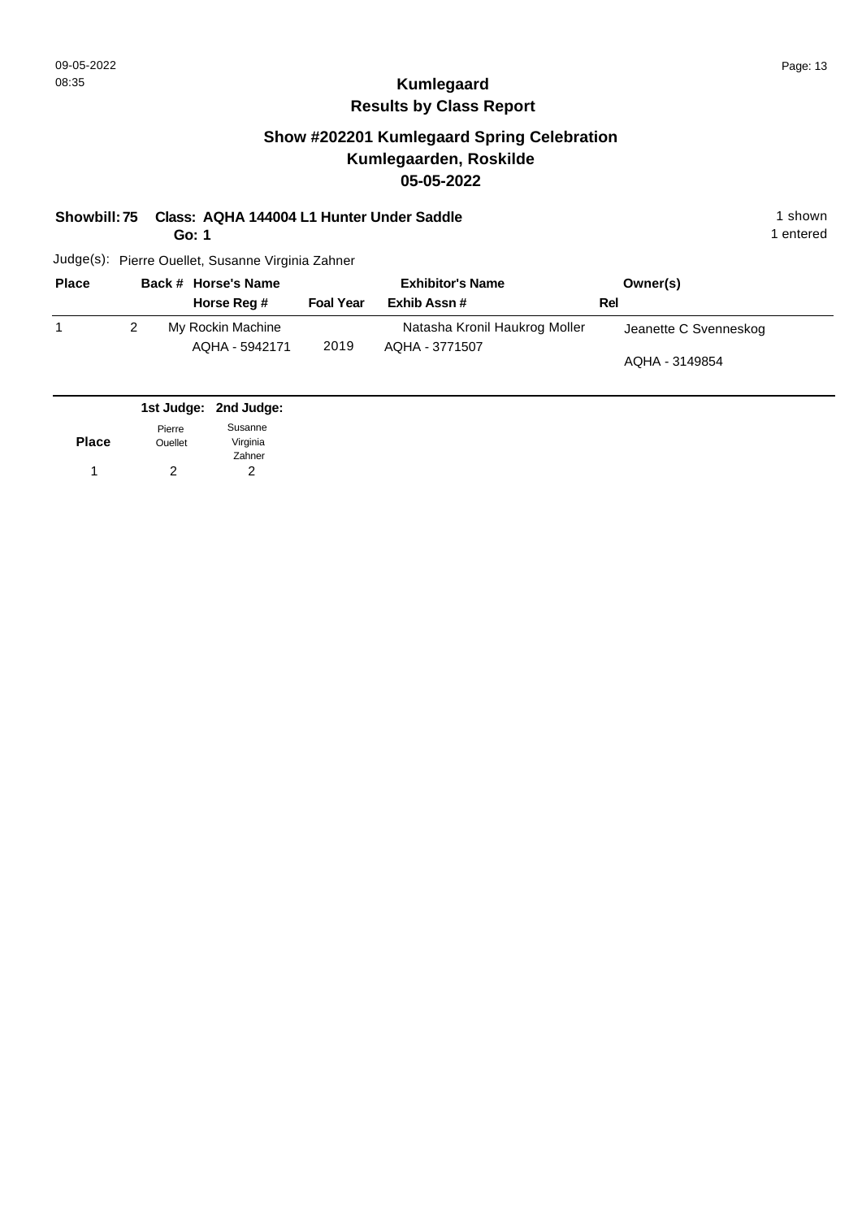# Kumlegaard
## Results by Class Report

## Show #202201 Kumlegaard Spring Celebration
## Kumlegaarden, Roskilde
## 05-05-2022

**Showbill: 75 Class: AQHA 144004 L1 Hunter Under Saddle** 1 shown
**Go: 1** 1 entered

Judge(s): Pierre Ouellet, Susanne Virginia Zahner

| Place | Back # | Horse's Name / Horse Reg # | Foal Year | Exhibitor's Name / Exhib Assn # | Rel | Owner(s) |
|---|---|---|---|---|---|---|
| 1 | 2 | My Rockin Machine<br>AQHA - 5942171 | 2019 | Natasha Kronil Haukrog Moller<br>AQHA - 3771507 | | Jeanette C Svenneskog<br>AQHA - 3149854 |

| Place | 1st Judge: Pierre Ouellet | 2nd Judge: Susanne Virginia Zahner |
|---|---|---|
| 1 | 2 | 2 |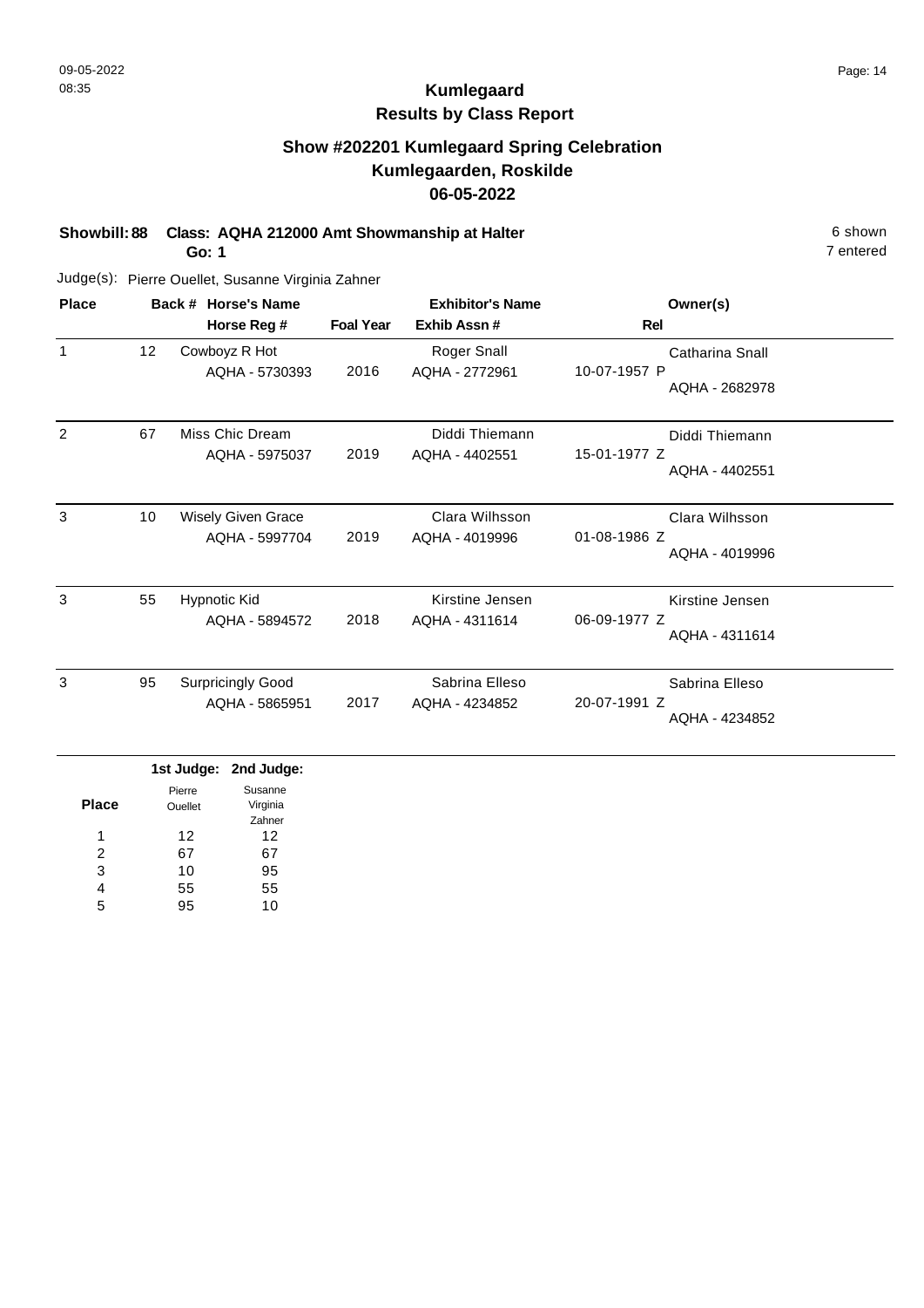**Kumlegaard**
**Results by Class Report**

**Show #202201 Kumlegaard Spring Celebration**
**Kumlegaarden, Roskilde**
**06-05-2022**

**Showbill: 88 Class: AQHA 212000 Amt Showmanship at Halter** 6 shown
**Go: 1** 7 entered

Judge(s): Pierre Ouellet, Susanne Virginia Zahner

| Place | Back # | Horse's Name / Horse Reg # | Foal Year | Exhibitor's Name / Exhib Assn # | Rel | Owner(s) |
|---|---|---|---|---|---|---|
| 1 | 12 | Cowboyz R Hot / AQHA - 5730393 | 2016 | Roger Snall / AQHA - 2772961 | 10-07-1957 P | Catharina Snall / AQHA - 2682978 |
| 2 | 67 | Miss Chic Dream / AQHA - 5975037 | 2019 | Diddi Thiemann / AQHA - 4402551 | 15-01-1977 Z | Diddi Thiemann / AQHA - 4402551 |
| 3 | 10 | Wisely Given Grace / AQHA - 5997704 | 2019 | Clara Wilhsson / AQHA - 4019996 | 01-08-1986 Z | Clara Wilhsson / AQHA - 4019996 |
| 3 | 55 | Hypnotic Kid / AQHA - 5894572 | 2018 | Kirstine Jensen / AQHA - 4311614 | 06-09-1977 Z | Kirstine Jensen / AQHA - 4311614 |
| 3 | 95 | Surpricingly Good / AQHA - 5865951 | 2017 | Sabrina Elleso / AQHA - 4234852 | 20-07-1991 Z | Sabrina Elleso / AQHA - 4234852 |

| Place | 1st Judge: Pierre Ouellet | 2nd Judge: Susanne Virginia Zahner |
|---|---|---|
| 1 | 12 | 12 |
| 2 | 67 | 67 |
| 3 | 10 | 95 |
| 4 | 55 | 55 |
| 5 | 95 | 10 |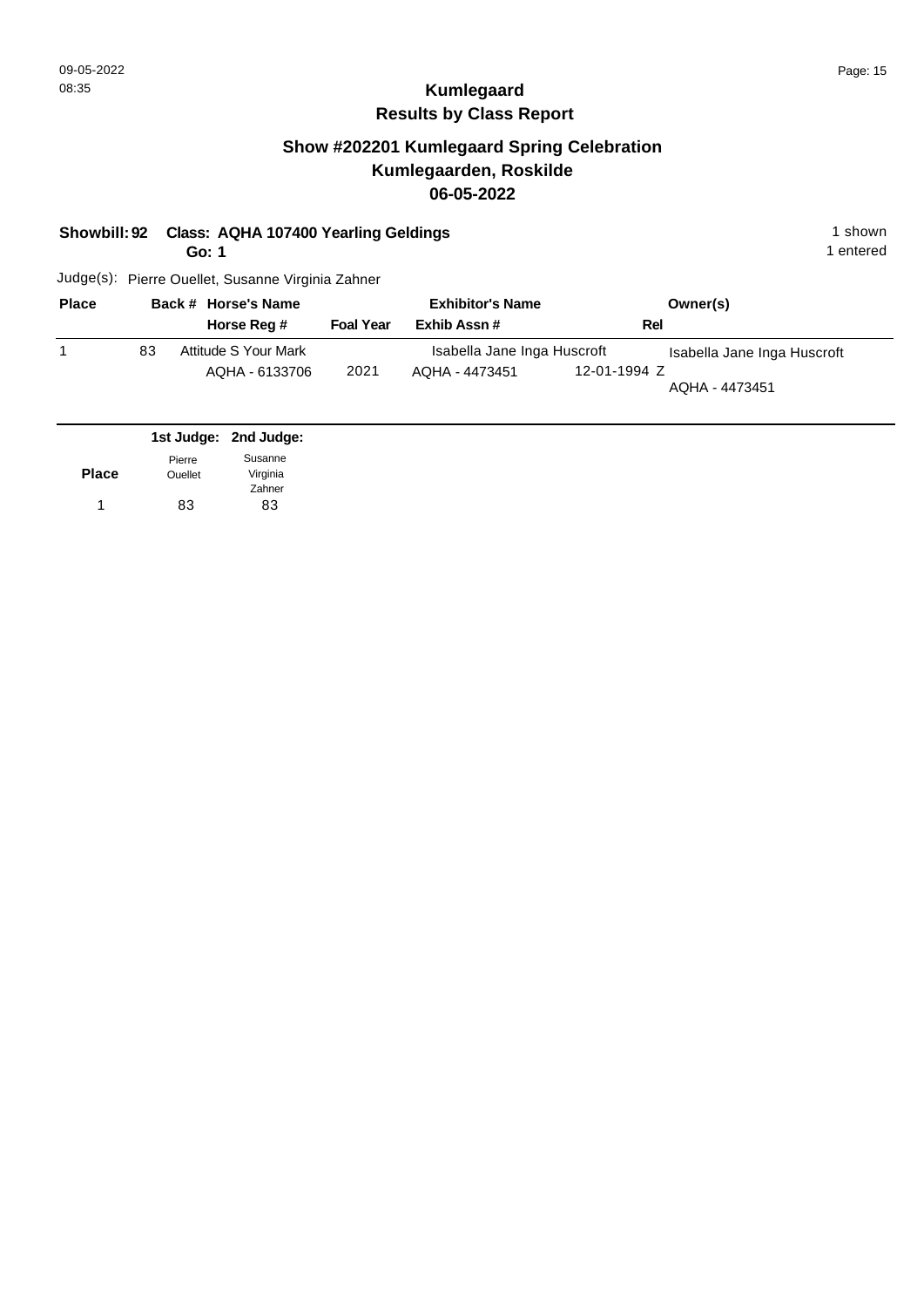# Kumlegaard
## Results by Class Report

### Show #202201 Kumlegaard Spring Celebration
### Kumlegaarden, Roskilde
### 06-05-2022

**Showbill: 92 Class: AQHA 107400 Yearling Geldings** — 1 shown, 1 entered

**Go: 1**

Judge(s): Pierre Ouellet, Susanne Virginia Zahner

| Place | Back # | Horse's Name / Horse Reg # | Foal Year | Exhibitor's Name / Exhib Assn # | Rel | Owner(s) |
|---|---|---|---|---|---|---|
| 1 | 83 | Attitude S Your Mark<br>AQHA - 6133706 | 2021 | Isabella Jane Inga Huscroft<br>AQHA - 4473451 | 12-01-1994 Z | Isabella Jane Inga Huscroft<br>AQHA - 4473451 |

| Place | 1st Judge: Pierre Ouellet | 2nd Judge: Susanne Virginia Zahner |
|---|---|---|
| 1 | 83 | 83 |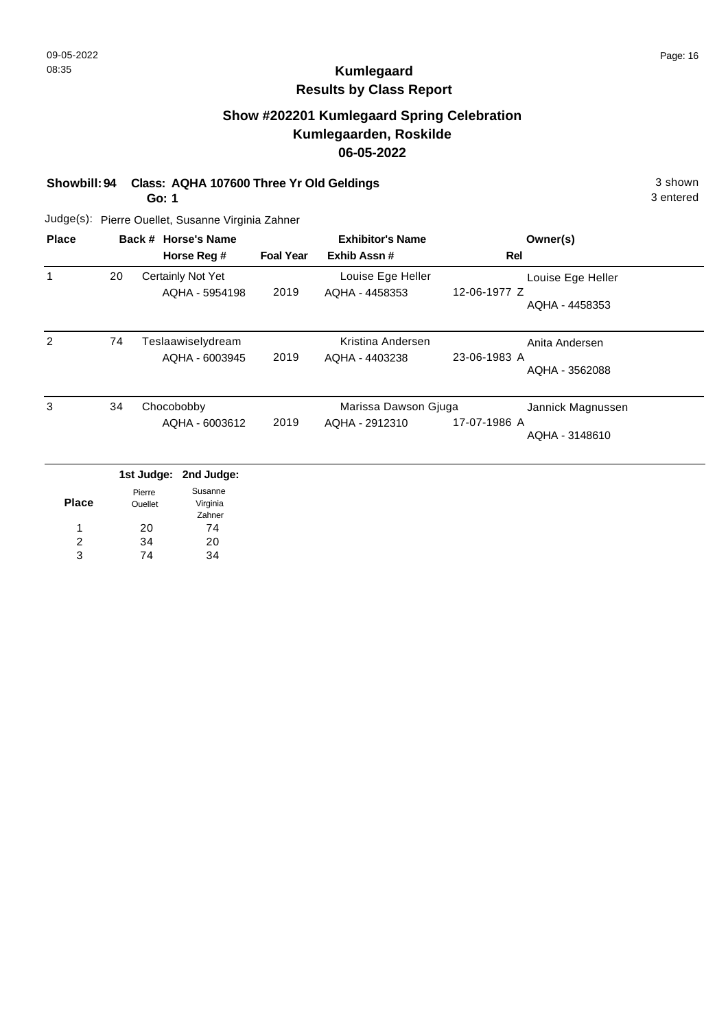# Kumlegaard
## Results by Class Report

### Show #202201 Kumlegaard Spring Celebration
### Kumlegaarden, Roskilde
### 06-05-2022

**Showbill: 94 Class: AQHA 107600 Three Yr Old Geldings** 3 shown

**Go: 1** 3 entered

Judge(s): Pierre Ouellet, Susanne Virginia Zahner

| Place | Back # | Horse's Name / Horse Reg # | Foal Year | Exhibitor's Name / Exhib Assn # | Rel | Owner(s) |
|---|---|---|---|---|---|---|
| 1 | 20 | Certainly Not Yet<br>AQHA - 5954198 | 2019 | Louise Ege Heller<br>AQHA - 4458353 | 12-06-1977 Z | Louise Ege Heller<br>AQHA - 4458353 |
| 2 | 74 | Teslaawiselydream<br>AQHA - 6003945 | 2019 | Kristina Andersen<br>AQHA - 4403238 | 23-06-1983 A | Anita Andersen<br>AQHA - 3562088 |
| 3 | 34 | Chocobobby<br>AQHA - 6003612 | 2019 | Marissa Dawson Gjuga<br>AQHA - 2912310 | 17-07-1986 A | Jannick Magnussen<br>AQHA - 3148610 |

| Place | 1st Judge: Pierre Ouellet | 2nd Judge: Susanne Virginia Zahner |
|---|---|---|
| 1 | 20 | 74 |
| 2 | 34 | 20 |
| 3 | 74 | 34 |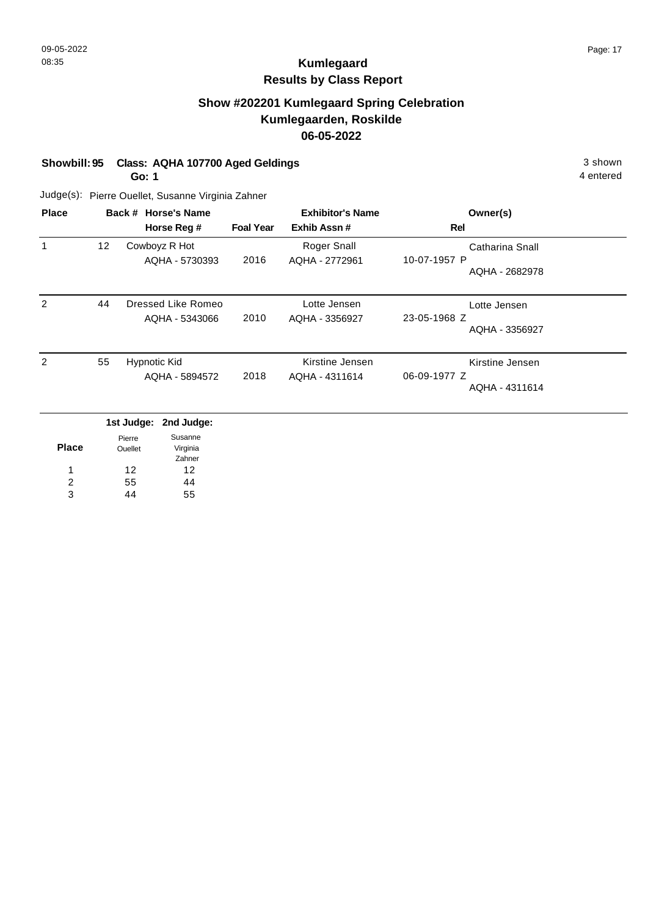# Kumlegaard

## Results by Class Report

### Show #202201 Kumlegaard Spring Celebration

### Kumlegaarden, Roskilde

### 06-05-2022

**Showbill: 95 Class: AQHA 107700 Aged Geldings** — 3 shown

**Go: 1** — 4 entered

Judge(s): Pierre Ouellet, Susanne Virginia Zahner

| Place | Back # | Horse's Name / Horse Reg # | Foal Year | Exhibitor's Name / Exhib Assn # | Rel | Owner(s) |
|---|---|---|---|---|---|---|
| 1 | 12 | Cowboyz R Hot<br>AQHA - 5730393 | 2016 | Roger Snall<br>AQHA - 2772961 | 10-07-1957 P | Catharina Snall<br>AQHA - 2682978 |
| 2 | 44 | Dressed Like Romeo<br>AQHA - 5343066 | 2010 | Lotte Jensen<br>AQHA - 3356927 | 23-05-1968 Z | Lotte Jensen<br>AQHA - 3356927 |
| 2 | 55 | Hypnotic Kid<br>AQHA - 5894572 | 2018 | Kirstine Jensen<br>AQHA - 4311614 | 06-09-1977 Z | Kirstine Jensen<br>AQHA - 4311614 |

| Place | 1st Judge: Pierre Ouellet | 2nd Judge: Susanne Virginia Zahner |
|---|---|---|
| 1 | 12 | 12 |
| 2 | 55 | 44 |
| 3 | 44 | 55 |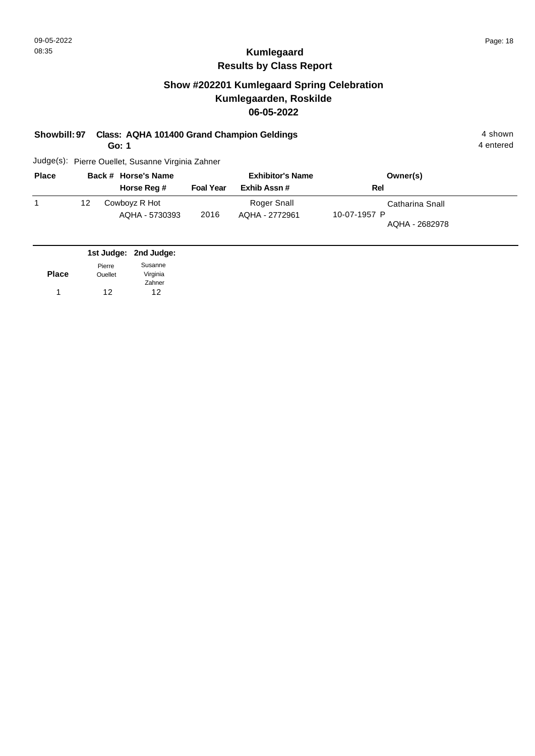# Kumlegaard

## Results by Class Report

### Show #202201 Kumlegaard Spring Celebration
### Kumlegaarden, Roskilde
### 06-05-2022

**Showbill: 97 Class: AQHA 101400 Grand Champion Geldings** 4 shown
**Go: 1** 4 entered

Judge(s): Pierre Ouellet, Susanne Virginia Zahner

| Place | Back # | Horse's Name / Horse Reg # | Foal Year | Exhibitor's Name / Exhib Assn # | Rel | Owner(s) |
|---|---|---|---|---|---|---|
| 1 | 12 | Cowboyz R Hot<br>AQHA - 5730393 | 2016 | Roger Snall<br>AQHA - 2772961 | 10-07-1957 P | Catharina Snall<br>AQHA - 2682978 |

| Place | 1st Judge: Pierre Ouellet | 2nd Judge: Susanne Virginia Zahner |
|---|---|---|
| 1 | 12 | 12 |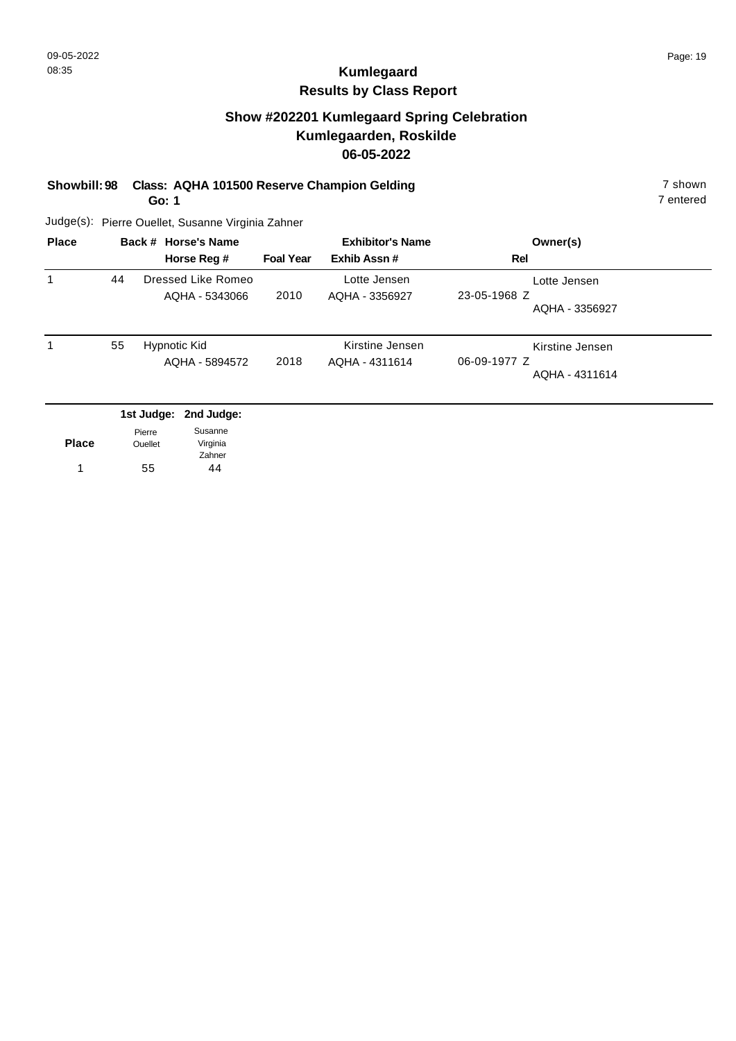# Kumlegaard

## Results by Class Report

### Show #202201 Kumlegaard Spring Celebration
### Kumlegaarden, Roskilde
### 06-05-2022

**Showbill: 98** **Class: AQHA 101500 Reserve Champion Gelding** 7 shown

**Go: 1** 7 entered

Judge(s): Pierre Ouellet, Susanne Virginia Zahner

| Place | Back # | Horse's Name / Horse Reg # | Foal Year | Exhibitor's Name / Exhib Assn # | Rel | Owner(s) |
|---|---|---|---|---|---|---|
| 1 | 44 | Dressed Like Romeo / AQHA - 5343066 | 2010 | Lotte Jensen / AQHA - 3356927 | 23-05-1968 Z | Lotte Jensen / AQHA - 3356927 |
| 1 | 55 | Hypnotic Kid / AQHA - 5894572 | 2018 | Kirstine Jensen / AQHA - 4311614 | 06-09-1977 Z | Kirstine Jensen / AQHA - 4311614 |

| Place | 1st Judge: Pierre Ouellet | 2nd Judge: Susanne Virginia Zahner |
|---|---|---|
| 1 | 55 | 44 |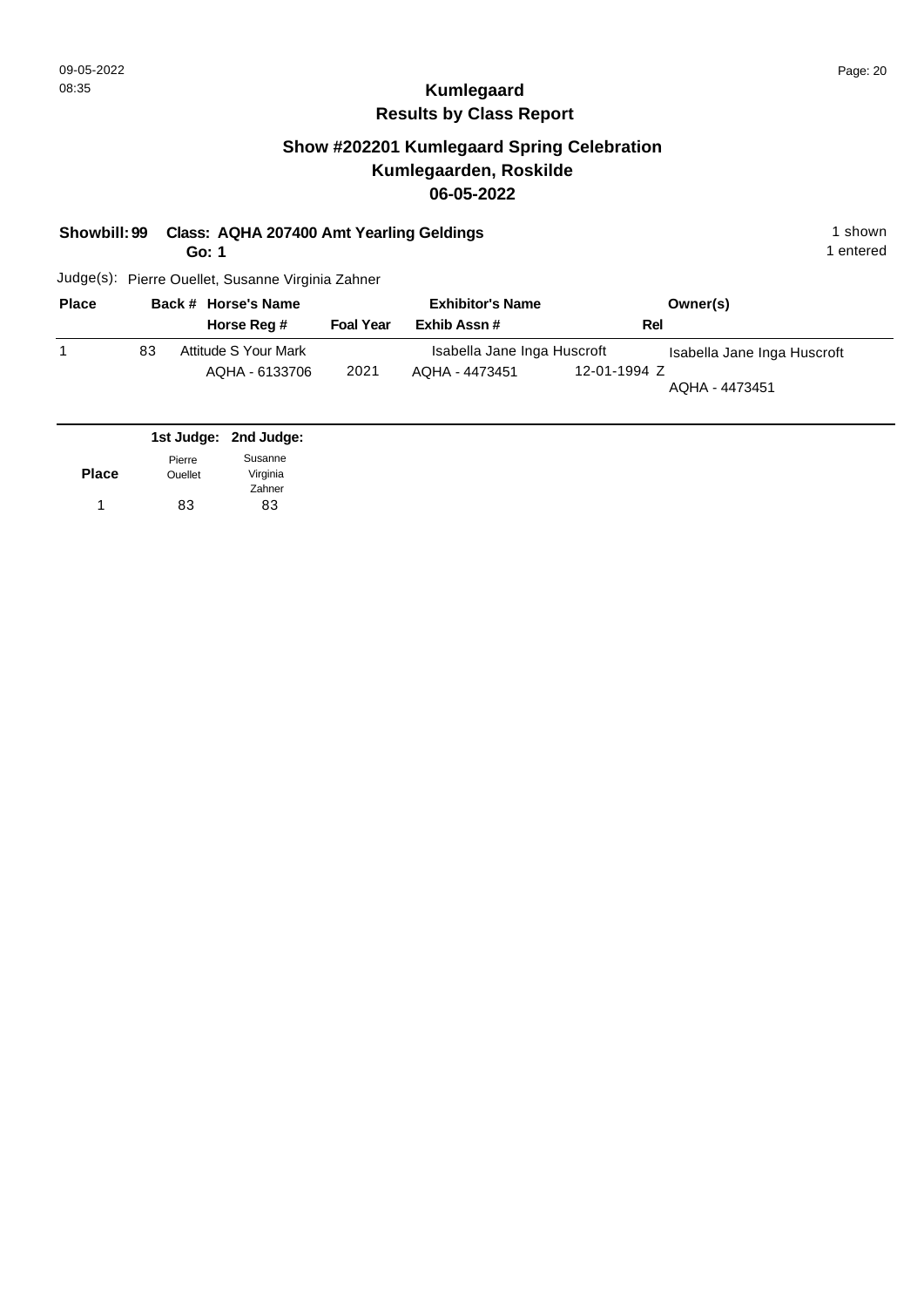# Kumlegaard
## Results by Class Report

### Show #202201 Kumlegaard Spring Celebration
### Kumlegaarden, Roskilde
### 06-05-2022

**Showbill: 99 Class: AQHA 207400 Amt Yearling Geldings** — 1 shown, 1 entered

**Go: 1**

Judge(s): Pierre Ouellet, Susanne Virginia Zahner

| Place | Back # | Horse's Name / Horse Reg # | Foal Year | Exhibitor's Name / Exhib Assn # | Rel | Owner(s) |
|---|---|---|---|---|---|---|
| 1 | 83 | Attitude S Your Mark<br>AQHA - 6133706 | 2021 | Isabella Jane Inga Huscroft<br>AQHA - 4473451 | 12-01-1994 Z | Isabella Jane Inga Huscroft<br>AQHA - 4473451 |

| Place | 1st Judge: Pierre Ouellet | 2nd Judge: Susanne Virginia Zahner |
|---|---|---|
| 1 | 83 | 83 |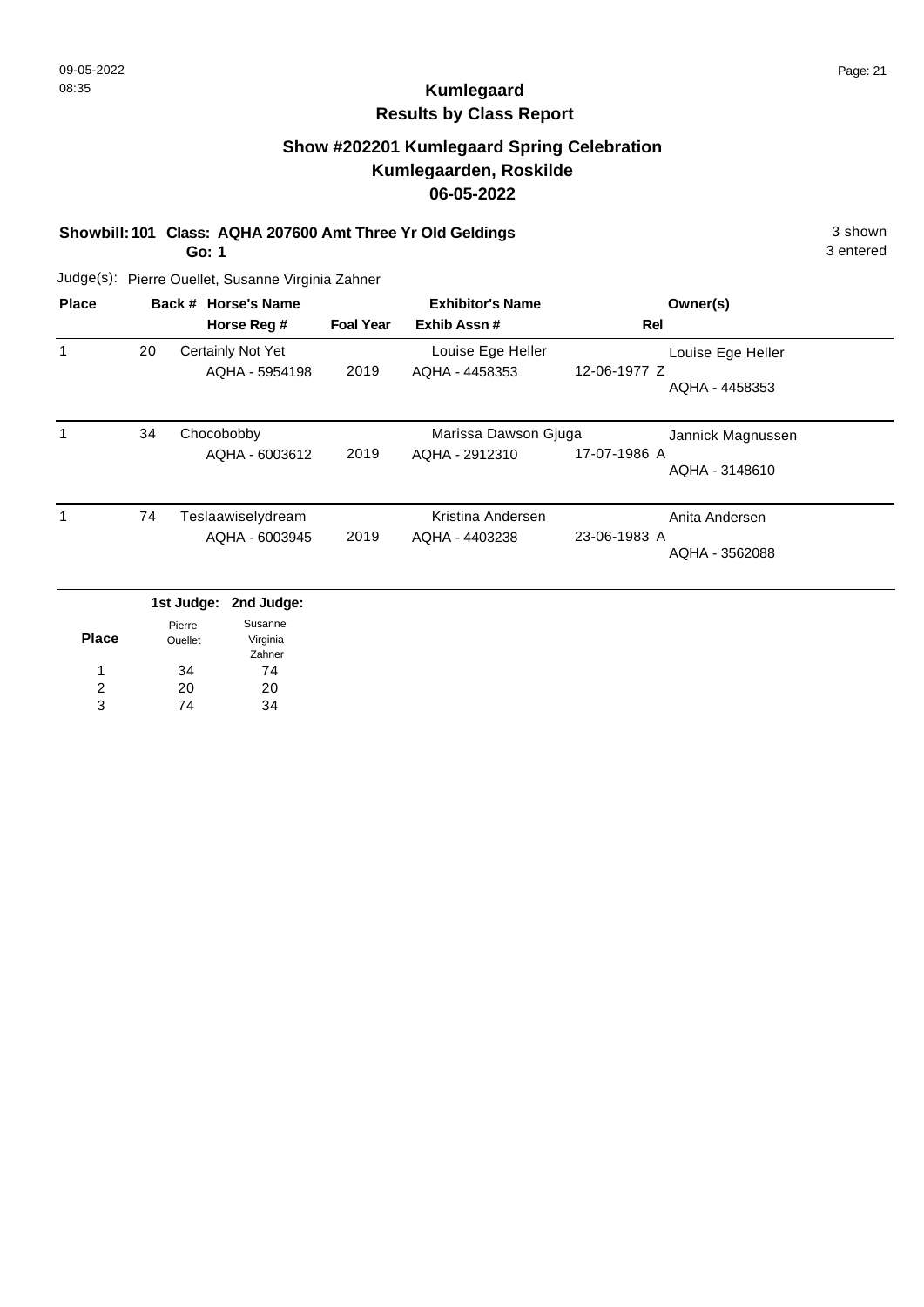## Kumlegaard
## Results by Class Report

### Show #202201 Kumlegaard Spring Celebration
### Kumlegaarden, Roskilde
### 06-05-2022

**Showbill: 101 Class: AQHA 207600 Amt Three Yr Old Geldings** 3 shown
**Go: 1** 3 entered

Judge(s): Pierre Ouellet, Susanne Virginia Zahner

| Place | Back # | Horse's Name / Horse Reg # | Foal Year | Exhibitor's Name / Exhib Assn # | Rel | Owner(s) |
|---|---|---|---|---|---|---|
| 1 | 20 | Certainly Not Yet<br>AQHA - 5954198 | 2019 | Louise Ege Heller<br>AQHA - 4458353 | 12-06-1977 Z | Louise Ege Heller<br>AQHA - 4458353 |
| 1 | 34 | Chocobobby<br>AQHA - 6003612 | 2019 | Marissa Dawson Gjuga<br>AQHA - 2912310 | 17-07-1986 A | Jannick Magnussen<br>AQHA - 3148610 |
| 1 | 74 | Teslaawiselydream<br>AQHA - 6003945 | 2019 | Kristina Andersen<br>AQHA - 4403238 | 23-06-1983 A | Anita Andersen<br>AQHA - 3562088 |

| Place | 1st Judge: Pierre Ouellet | 2nd Judge: Susanne Virginia Zahner |
|---|---|---|
| 1 | 34 | 74 |
| 2 | 20 | 20 |
| 3 | 74 | 34 |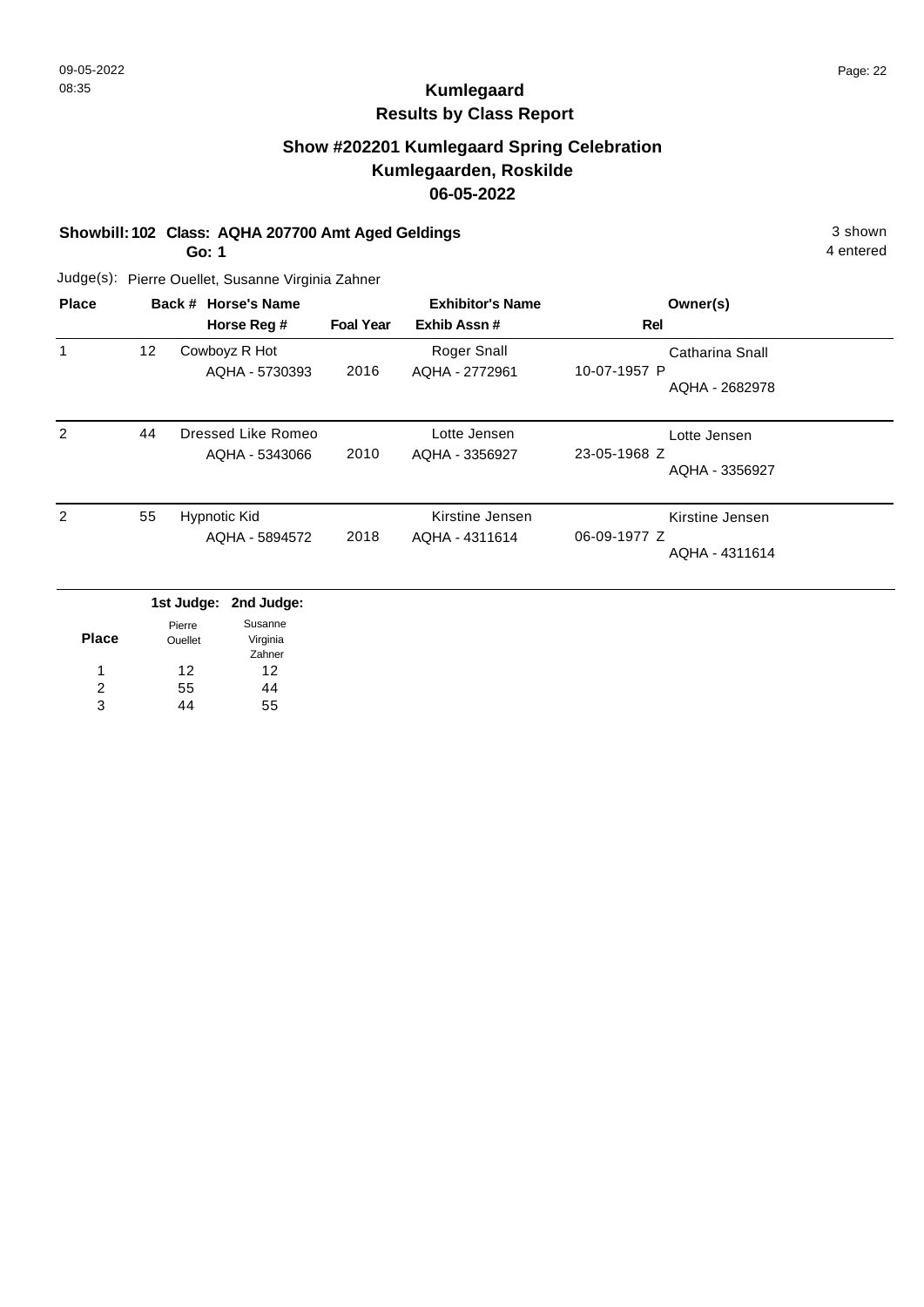# Kumlegaard
## Results by Class Report

### Show #202201 Kumlegaard Spring Celebration
### Kumlegaarden, Roskilde
### 06-05-2022

**Showbill: 102 Class: AQHA 207700 Amt Aged Geldings** 3 shown

**Go: 1** 4 entered

Judge(s): Pierre Ouellet, Susanne Virginia Zahner

| Place | Back # | Horse's Name / Horse Reg # | Foal Year | Exhibitor's Name / Exhib Assn # | Rel | Owner(s) |
|---|---|---|---|---|---|---|
| 1 | 12 | Cowboyz R Hot<br>AQHA - 5730393 | 2016 | Roger Snall<br>AQHA - 2772961 | 10-07-1957 P | Catharina Snall<br>AQHA - 2682978 |
| 2 | 44 | Dressed Like Romeo<br>AQHA - 5343066 | 2010 | Lotte Jensen<br>AQHA - 3356927 | 23-05-1968 Z | Lotte Jensen<br>AQHA - 3356927 |
| 2 | 55 | Hypnotic Kid<br>AQHA - 5894572 | 2018 | Kirstine Jensen<br>AQHA - 4311614 | 06-09-1977 Z | Kirstine Jensen<br>AQHA - 4311614 |

| Place | 1st Judge: Pierre Ouellet | 2nd Judge: Susanne Virginia Zahner |
|---|---|---|
| 1 | 12 | 12 |
| 2 | 55 | 44 |
| 3 | 44 | 55 |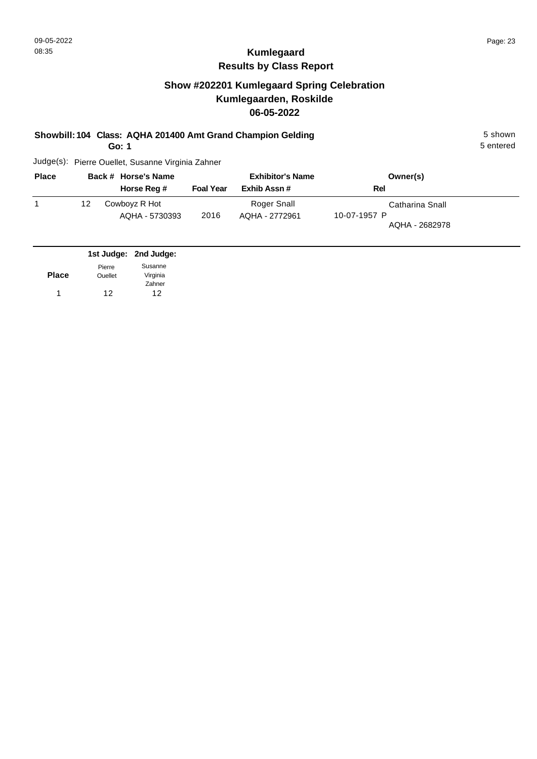# Kumlegaard

## Results by Class Report

### Show #202201 Kumlegaard Spring Celebration
### Kumlegaarden, Roskilde
### 06-05-2022

**Showbill: 104 Class: AQHA 201400 Amt Grand Champion Gelding** — 5 shown, 5 entered

**Go: 1**

Judge(s): Pierre Ouellet, Susanne Virginia Zahner

| Place | Back # | Horse's Name / Horse Reg # | Foal Year | Exhibitor's Name / Exhib Assn # | Rel | Owner(s) |
|---|---|---|---|---|---|---|
| 1 | 12 | Cowboyz R Hot / AQHA - 5730393 | 2016 | Roger Snall / AQHA - 2772961 | 10-07-1957 P | Catharina Snall / AQHA - 2682978 |

| Place | 1st Judge: Pierre Ouellet | 2nd Judge: Susanne Virginia Zahner |
|---|---|---|
| 1 | 12 | 12 |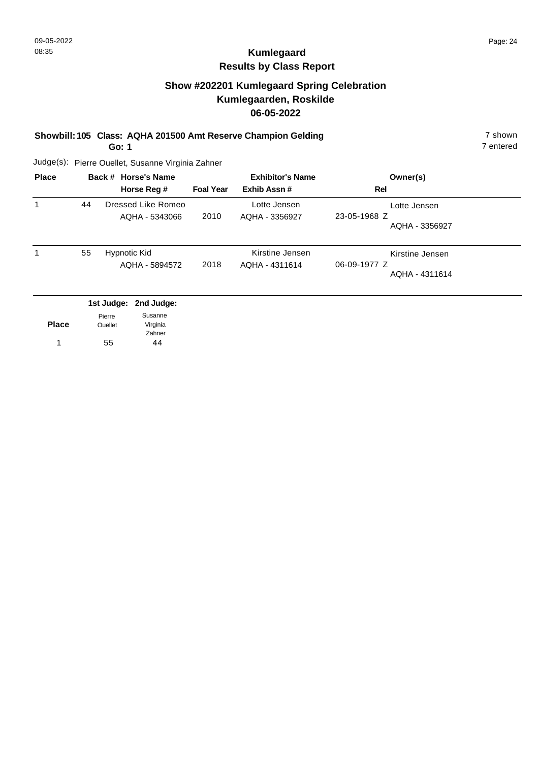# Kumlegaard

## Results by Class Report

### Show #202201 Kumlegaard Spring Celebration
### Kumlegaarden, Roskilde
### 06-05-2022

**Showbill: 105 Class: AQHA 201500 Amt Reserve Champion Gelding**
**Go: 1**

7 shown
7 entered

Judge(s): Pierre Ouellet, Susanne Virginia Zahner

| Place | Back # | Horse's Name / Horse Reg # | Foal Year | Exhibitor's Name / Exhib Assn # | Rel | Owner(s) |
|---|---|---|---|---|---|---|
| 1 | 44 | Dressed Like Romeo<br>AQHA - 5343066 | 2010 | Lotte Jensen<br>AQHA - 3356927 | 23-05-1968 Z | Lotte Jensen<br>AQHA - 3356927 |
| 1 | 55 | Hypnotic Kid<br>AQHA - 5894572 | 2018 | Kirstine Jensen<br>AQHA - 4311614 | 06-09-1977 Z | Kirstine Jensen<br>AQHA - 4311614 |

| Place | 1st Judge: Pierre Ouellet | 2nd Judge: Susanne Virginia Zahner |
|---|---|---|
| 1 | 55 | 44 |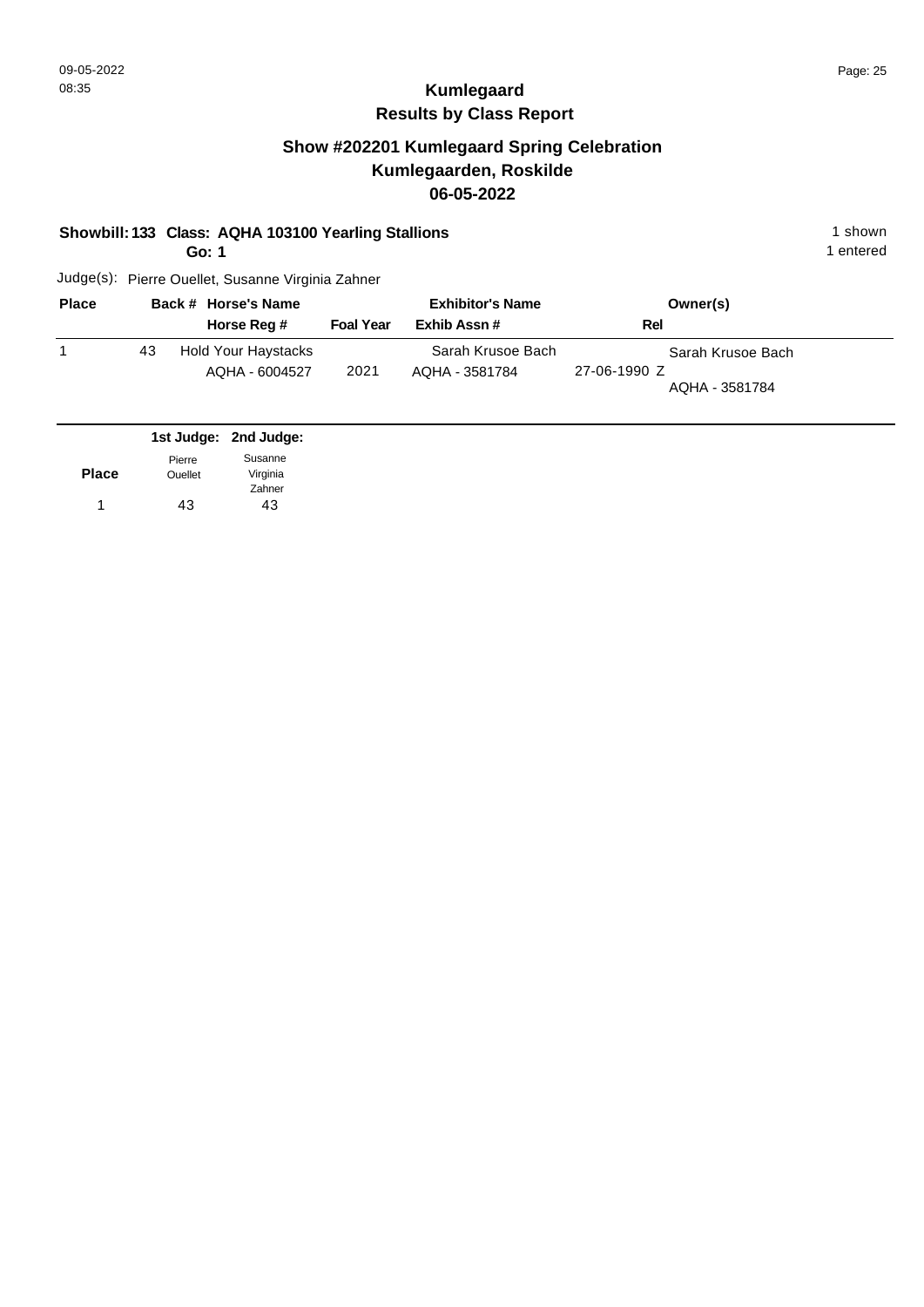09-05-2022
08:35

# Kumlegaard
## Results by Class Report

### Show #202201 Kumlegaard Spring Celebration
### Kumlegaarden, Roskilde
### 06-05-2022

**Showbill: 133 Class: AQHA 103100 Yearling Stallions** — 1 shown
**Go: 1** — 1 entered

Judge(s): Pierre Ouellet, Susanne Virginia Zahner

| Place | Back # | Horse's Name / Horse Reg # | Foal Year | Exhibitor's Name / Exhib Assn # | Rel | Owner(s) |
|---|---|---|---|---|---|---|
| 1 | 43 | Hold Your Haystacks<br>AQHA - 6004527 | 2021 | Sarah Krusoe Bach<br>AQHA - 3581784 | 27-06-1990 Z | Sarah Krusoe Bach<br>AQHA - 3581784 |

| Place | 1st Judge: Pierre Ouellet | 2nd Judge: Susanne Virginia Zahner |
|---|---|---|
| 1 | 43 | 43 |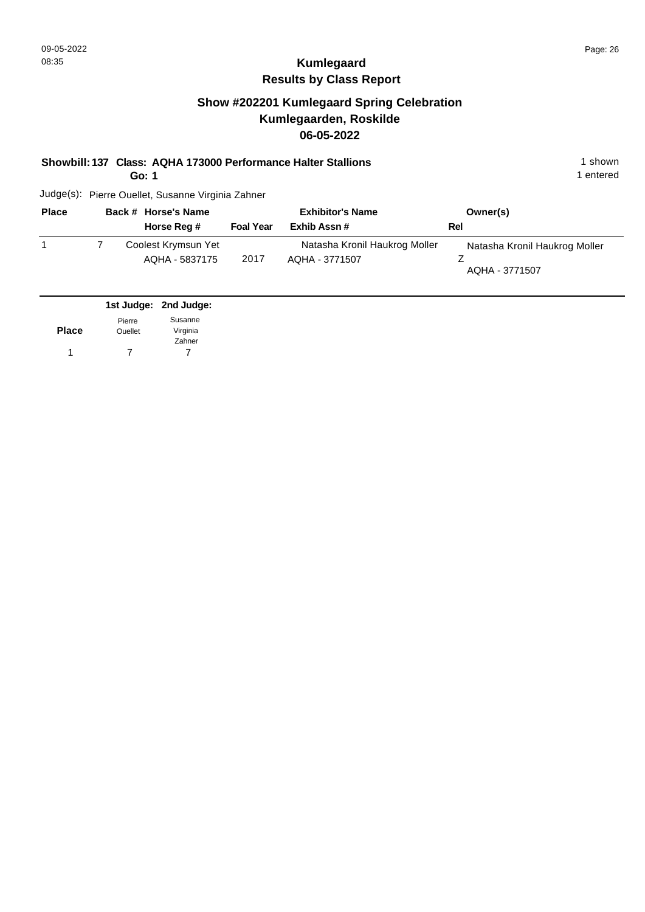# Kumlegaard
## Results by Class Report

### Show #202201 Kumlegaard Spring Celebration
### Kumlegaarden, Roskilde
### 06-05-2022

**Showbill: 137 Class: AQHA 173000 Performance Halter Stallions** — 1 shown, 1 entered

**Go: 1**

Judge(s): Pierre Ouellet, Susanne Virginia Zahner

| Place | Back # | Horse's Name / Horse Reg # | Foal Year | Exhibitor's Name / Exhib Assn # | Owner(s) / Rel |
|---|---|---|---|---|---|
| 1 | 7 | Coolest Krymsun Yet<br>AQHA - 5837175 | 2017 | Natasha Kronil Haukrog Moller<br>AQHA - 3771507 | Natasha Kronil Haukrog Moller<br>Z<br>AQHA - 3771507 |

| Place | 1st Judge: Pierre Ouellet | 2nd Judge: Susanne Virginia Zahner |
|---|---|---|
| 1 | 7 | 7 |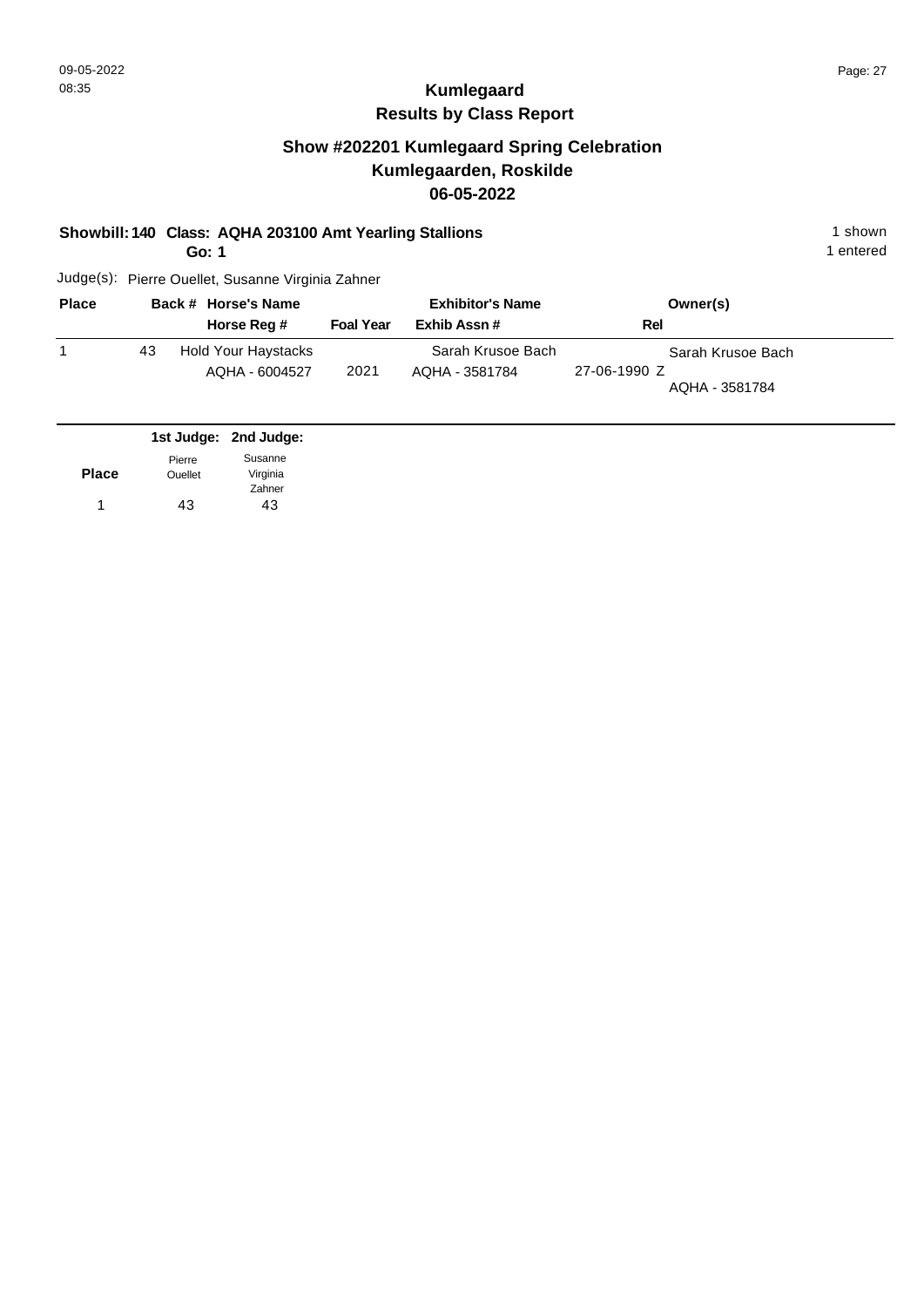# Kumlegaard
## Results by Class Report

### Show #202201 Kumlegaard Spring Celebration
### Kumlegaarden, Roskilde
### 06-05-2022

**Showbill: 140 Class: AQHA 203100 Amt Yearling Stallions** 1 shown
**Go: 1** 1 entered

Judge(s): Pierre Ouellet, Susanne Virginia Zahner

| Place | Back # | Horse's Name / Horse Reg # | Foal Year | Exhibitor's Name / Exhib Assn # | Rel | Owner(s) |
|---|---|---|---|---|---|---|
| 1 | 43 | Hold Your Haystacks<br>AQHA - 6004527 | 2021 | Sarah Krusoe Bach<br>AQHA - 3581784 | 27-06-1990 Z | Sarah Krusoe Bach<br>AQHA - 3581784 |

| Place | 1st Judge: Pierre Ouellet | 2nd Judge: Susanne Virginia Zahner |
|---|---|---|
| 1 | 43 | 43 |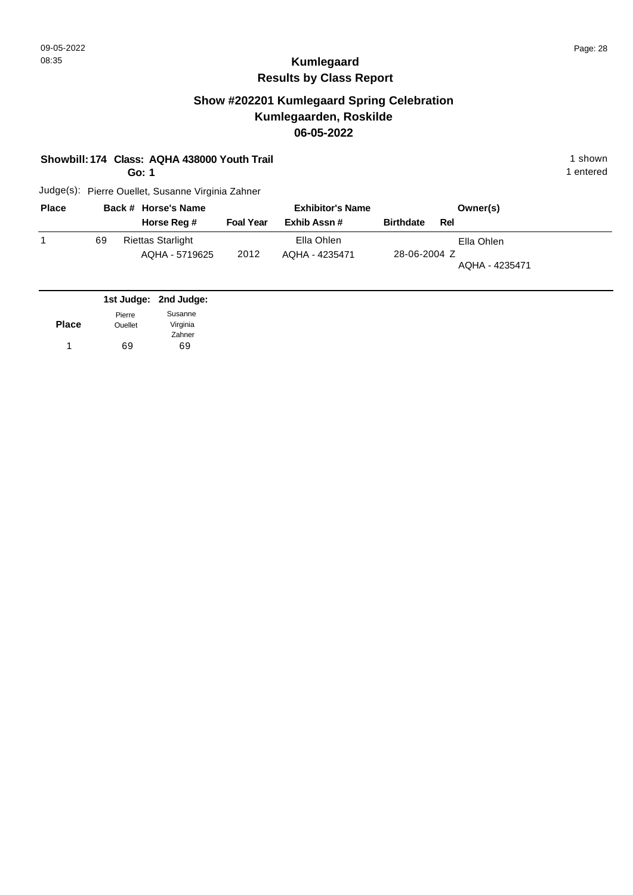# Kumlegaard
## Results by Class Report

### Show #202201 Kumlegaard Spring Celebration
### Kumlegaarden, Roskilde
### 06-05-2022

**Showbill: 174 Class: AQHA 438000 Youth Trail** — 1 shown
**Go: 1** — 1 entered

Judge(s): Pierre Ouellet, Susanne Virginia Zahner

| Place | Back # | Horse's Name / Horse Reg # | Foal Year | Exhibitor's Name / Exhib Assn # | Birthdate | Rel | Owner(s) |
|---|---|---|---|---|---|---|---|
| 1 | 69 | Riettas Starlight<br>AQHA - 5719625 | 2012 | Ella Ohlen<br>AQHA - 4235471 | 28-06-2004 | Z | Ella Ohlen<br>AQHA - 4235471 |

| Place | 1st Judge: Pierre Ouellet | 2nd Judge: Susanne Virginia Zahner |
|---|---|---|
| 1 | 69 | 69 |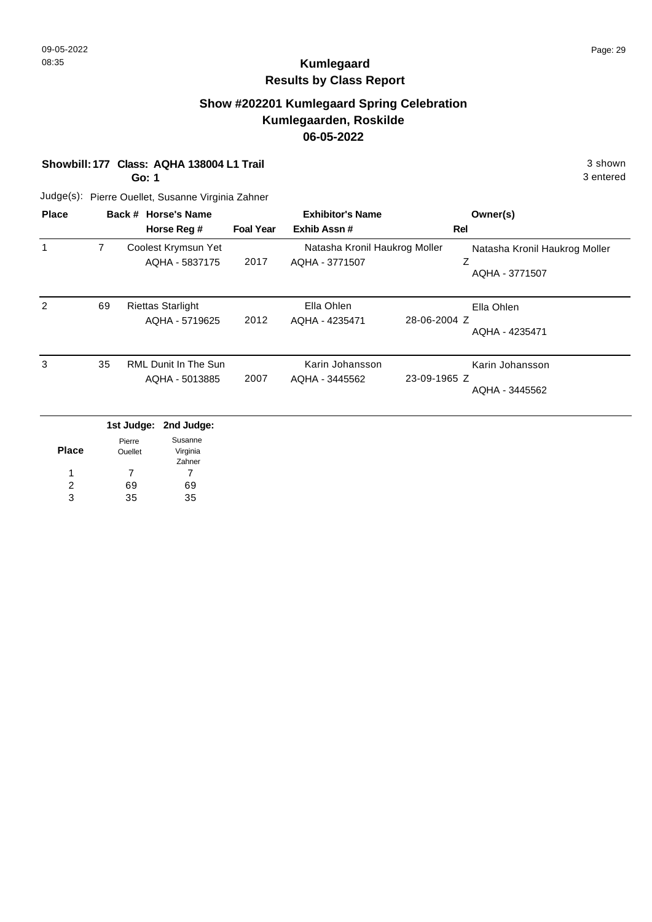# Kumlegaard

## Results by Class Report

### Show #202201 Kumlegaard Spring Celebration
### Kumlegaarden, Roskilde
### 06-05-2022

**Showbill: 177 Class: AQHA 138004 L1 Trail** 3 shown
**Go: 1** 3 entered

Judge(s): Pierre Ouellet, Susanne Virginia Zahner

| Place | Back # | Horse's Name / Horse Reg # | Foal Year | Exhibitor's Name / Exhib Assn # | Rel | Owner(s) |
|---|---|---|---|---|---|---|
| 1 | 7 | Coolest Krymsun Yet<br>AQHA - 5837175 | 2017 | Natasha Kronil Haukrog Moller<br>AQHA - 3771507 | Z | Natasha Kronil Haukrog Moller<br>AQHA - 3771507 |
| 2 | 69 | Riettas Starlight<br>AQHA - 5719625 | 2012 | Ella Ohlen<br>AQHA - 4235471 | 28-06-2004 Z | Ella Ohlen<br>AQHA - 4235471 |
| 3 | 35 | RML Dunit In The Sun<br>AQHA - 5013885 | 2007 | Karin Johansson<br>AQHA - 3445562 | 23-09-1965 Z | Karin Johansson<br>AQHA - 3445562 |

| Place | 1st Judge: Pierre Ouellet | 2nd Judge: Susanne Virginia Zahner |
|---|---|---|
| 1 | 7 | 7 |
| 2 | 69 | 69 |
| 3 | 35 | 35 |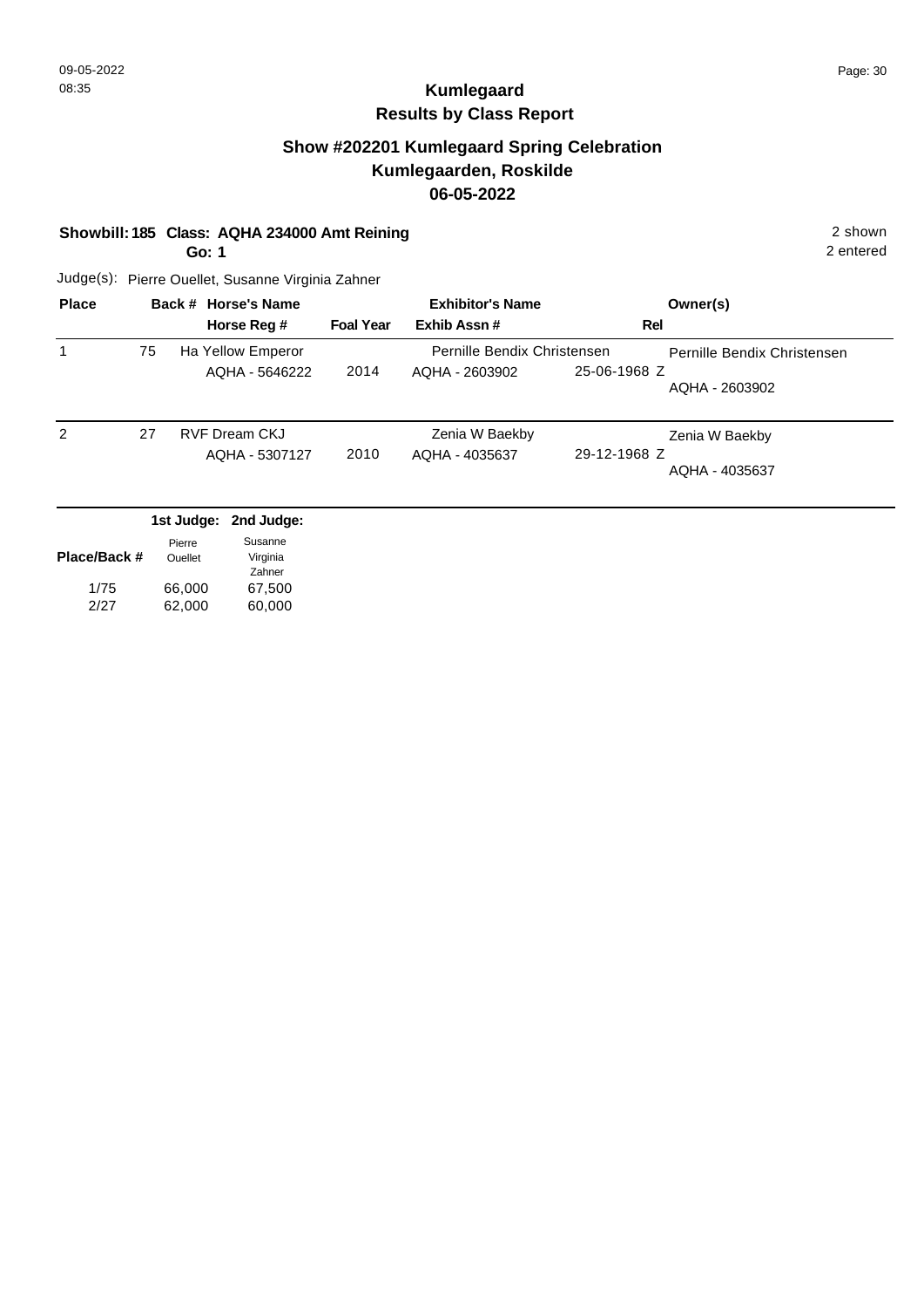09-05-2022
08:35

# Kumlegaard
## Results by Class Report

### Show #202201 Kumlegaard Spring Celebration
### Kumlegaarden, Roskilde
### 06-05-2022

**Showbill: 185 Class: AQHA 234000 Amt Reining** 2 shown
**Go: 1** 2 entered

Judge(s): Pierre Ouellet, Susanne Virginia Zahner

| Place | Back # | Horse's Name / Horse Reg # | Foal Year | Exhibitor's Name / Exhib Assn # | Rel | Owner(s) |
|---|---|---|---|---|---|---|
| 1 | 75 | Ha Yellow Emperor<br>AQHA - 5646222 | 2014 | Pernille Bendix Christensen<br>AQHA - 2603902 | 25-06-1968 Z | Pernille Bendix Christensen<br>AQHA - 2603902 |
| 2 | 27 | RVF Dream CKJ<br>AQHA - 5307127 | 2010 | Zenia W Baekby<br>AQHA - 4035637 | 29-12-1968 Z | Zenia W Baekby<br>AQHA - 4035637 |

| Place/Back # | 1st Judge: Pierre Ouellet | 2nd Judge: Susanne Virginia Zahner |
|---|---|---|
| 1/75 | 66,000 | 67,500 |
| 2/27 | 62,000 | 60,000 |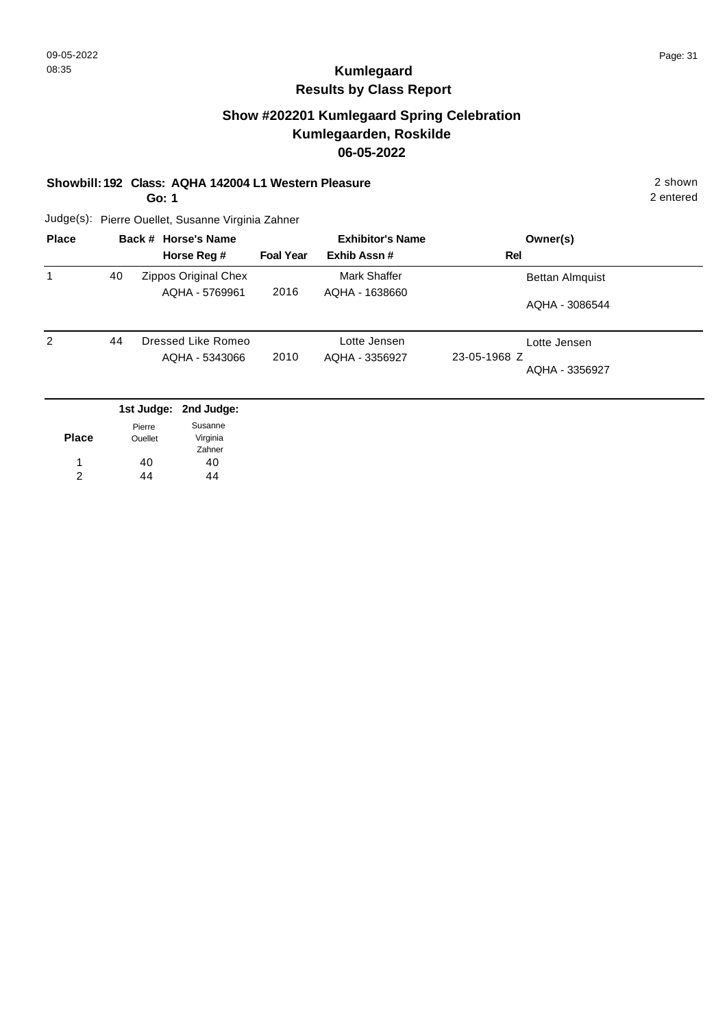# Kumlegaard

## Results by Class Report

### Show #202201 Kumlegaard Spring Celebration
### Kumlegaarden, Roskilde
### 06-05-2022

**Showbill: 192 Class: AQHA 142004 L1 Western Pleasure** 2 shown

**Go: 1** 2 entered

Judge(s): Pierre Ouellet, Susanne Virginia Zahner

| Place | Back # | Horse's Name / Horse Reg # | Foal Year | Exhibitor's Name / Exhib Assn # | Rel | Owner(s) |
|---|---|---|---|---|---|---|
| 1 | 40 | Zippos Original Chex<br>AQHA - 5769961 | 2016 | Mark Shaffer<br>AQHA - 1638660 | | Bettan Almquist<br>AQHA - 3086544 |
| 2 | 44 | Dressed Like Romeo<br>AQHA - 5343066 | 2010 | Lotte Jensen<br>AQHA - 3356927 | 23-05-1968 Z | Lotte Jensen<br>AQHA - 3356927 |

| Place | 1st Judge: Pierre Ouellet | 2nd Judge: Susanne Virginia Zahner |
|---|---|---|
| 1 | 40 | 40 |
| 2 | 44 | 44 |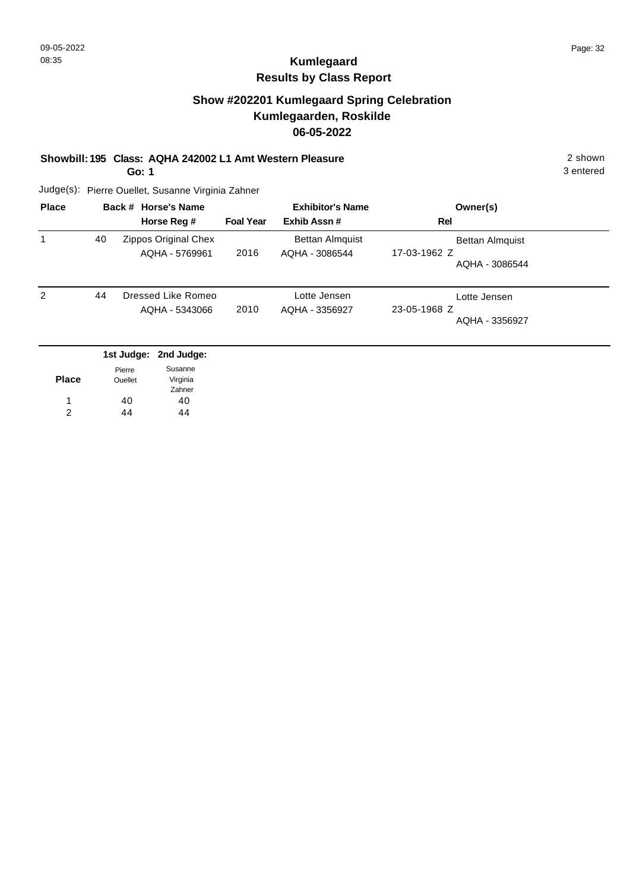# Kumlegaard
## Results by Class Report

### Show #202201 Kumlegaard Spring Celebration
### Kumlegaarden, Roskilde
### 06-05-2022

**Showbill: 195 Class: AQHA 242002 L1 Amt Western Pleasure** 2 shown
**Go: 1** 3 entered

Judge(s): Pierre Ouellet, Susanne Virginia Zahner

| Place | Back # | Horse's Name / Horse Reg # | Foal Year | Exhibitor's Name / Exhib Assn # | Rel | Owner(s) |
|---|---|---|---|---|---|---|
| 1 | 40 | Zippos Original Chex<br>AQHA - 5769961 | 2016 | Bettan Almquist<br>AQHA - 3086544 | 17-03-1962 Z | Bettan Almquist<br>AQHA - 3086544 |
| 2 | 44 | Dressed Like Romeo<br>AQHA - 5343066 | 2010 | Lotte Jensen<br>AQHA - 3356927 | 23-05-1968 Z | Lotte Jensen<br>AQHA - 3356927 |

| Place | 1st Judge: Pierre Ouellet | 2nd Judge: Susanne Virginia Zahner |
|---|---|---|
| 1 | 40 | 40 |
| 2 | 44 | 44 |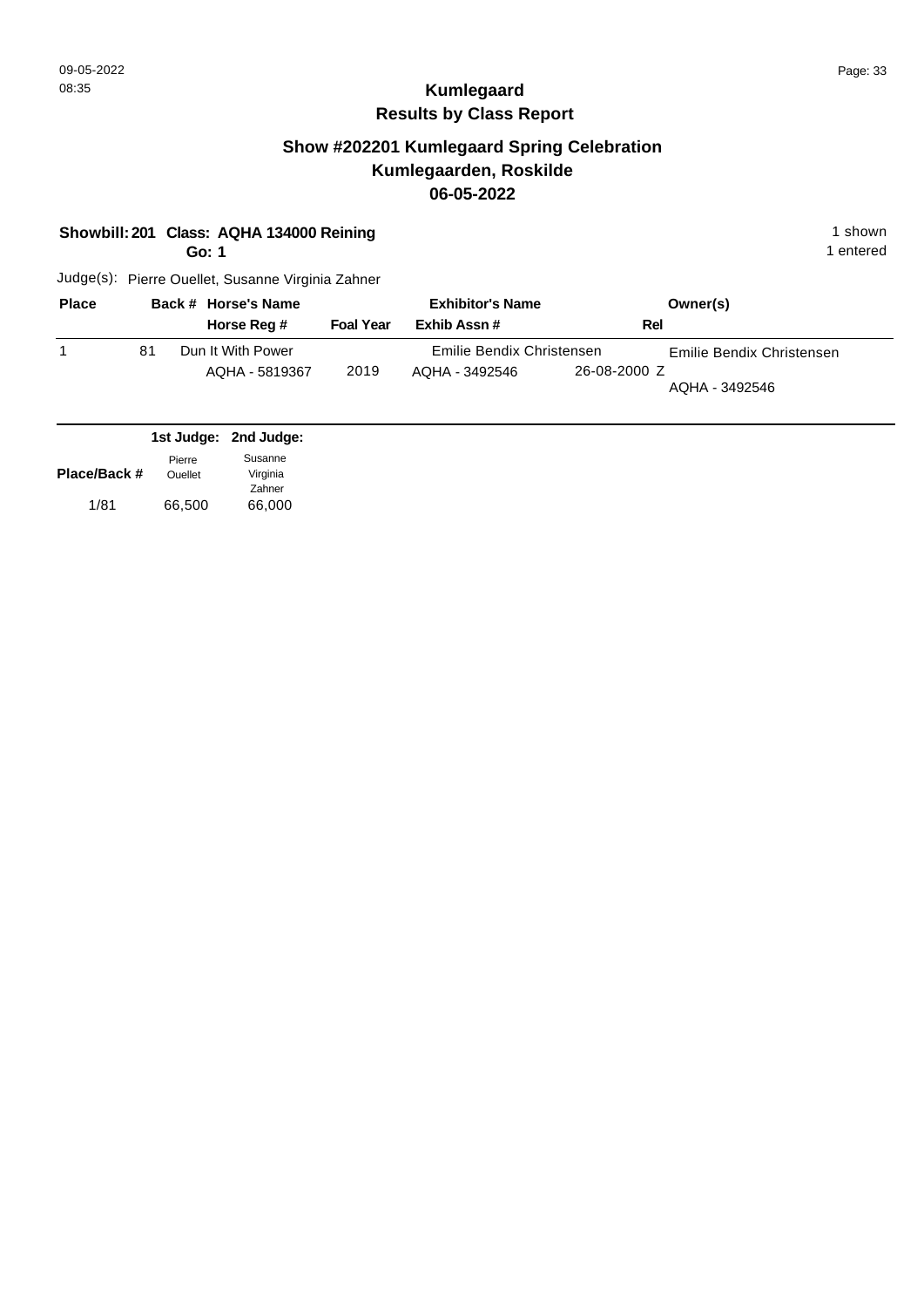09-05-2022
08:35

# Kumlegaard
## Results by Class Report

### Show #202201 Kumlegaard Spring Celebration
### Kumlegaarden, Roskilde
### 06-05-2022

**Showbill: 201 Class: AQHA 134000 Reining** — 1 shown
**Go: 1** — 1 entered

Judge(s): Pierre Ouellet, Susanne Virginia Zahner

| Place | Back # | Horse's Name / Horse Reg # | Foal Year | Exhibitor's Name / Exhib Assn # | Rel | Owner(s) |
|---|---|---|---|---|---|---|
| 1 | 81 | Dun It With Power / AQHA - 5819367 | 2019 | Emilie Bendix Christensen / AQHA - 3492546 | 26-08-2000 Z | Emilie Bendix Christensen / AQHA - 3492546 |

| Place/Back # | 1st Judge: Pierre Ouellet | 2nd Judge: Susanne Virginia Zahner |
|---|---|---|
| 1/81 | 66,500 | 66,000 |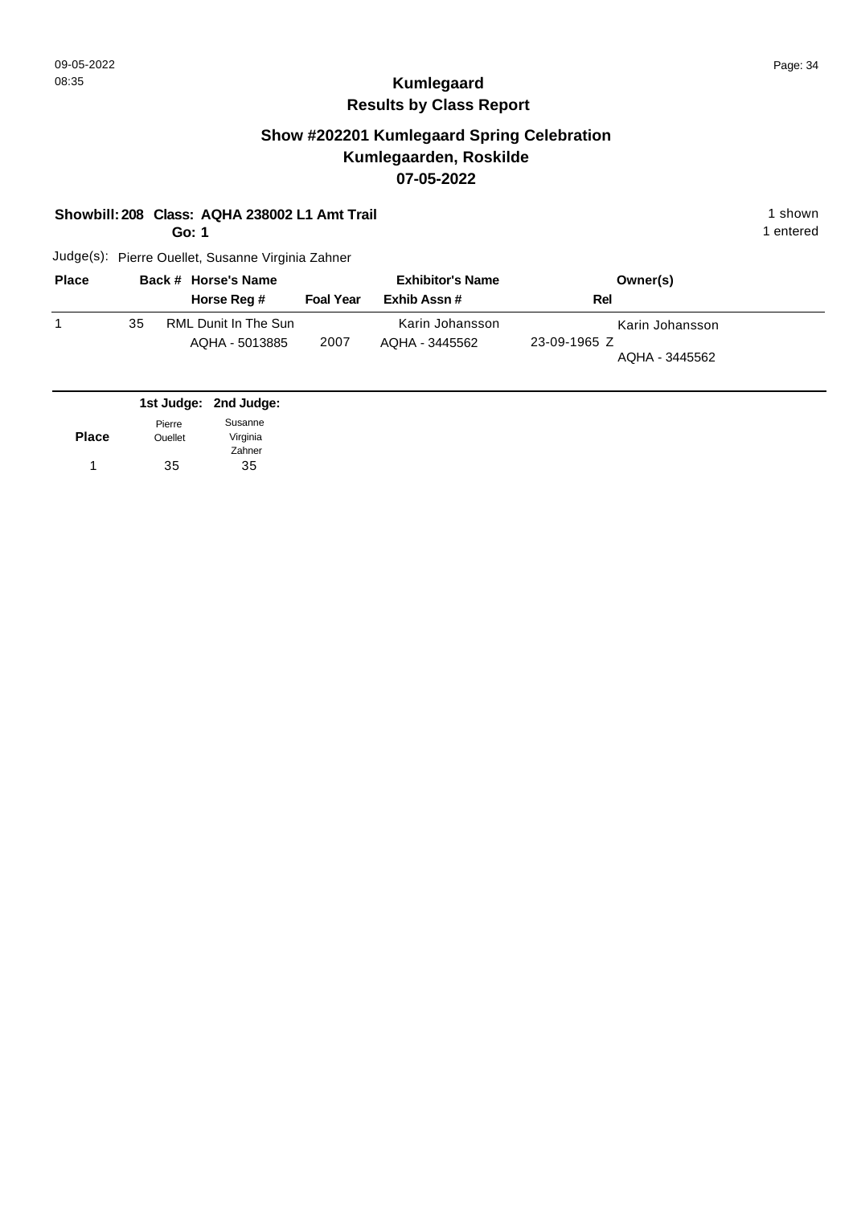# Kumlegaard
## Results by Class Report

### Show #202201 Kumlegaard Spring Celebration
### Kumlegaarden, Roskilde
### 07-05-2022

**Showbill: 208 Class: AQHA 238002 L1 Amt Trail** — 1 shown

**Go: 1** — 1 entered

Judge(s): Pierre Ouellet, Susanne Virginia Zahner

| Place | Back # | Horse's Name / Horse Reg # | Foal Year | Exhibitor's Name / Exhib Assn # | Rel | Owner(s) |
|---|---|---|---|---|---|---|
| 1 | 35 | RML Dunit In The Sun<br>AQHA - 5013885 | 2007 | Karin Johansson<br>AQHA - 3445562 | 23-09-1965 Z | Karin Johansson<br>AQHA - 3445562 |

| Place | 1st Judge: Pierre Ouellet | 2nd Judge: Susanne Virginia Zahner |
|---|---|---|
| 1 | 35 | 35 |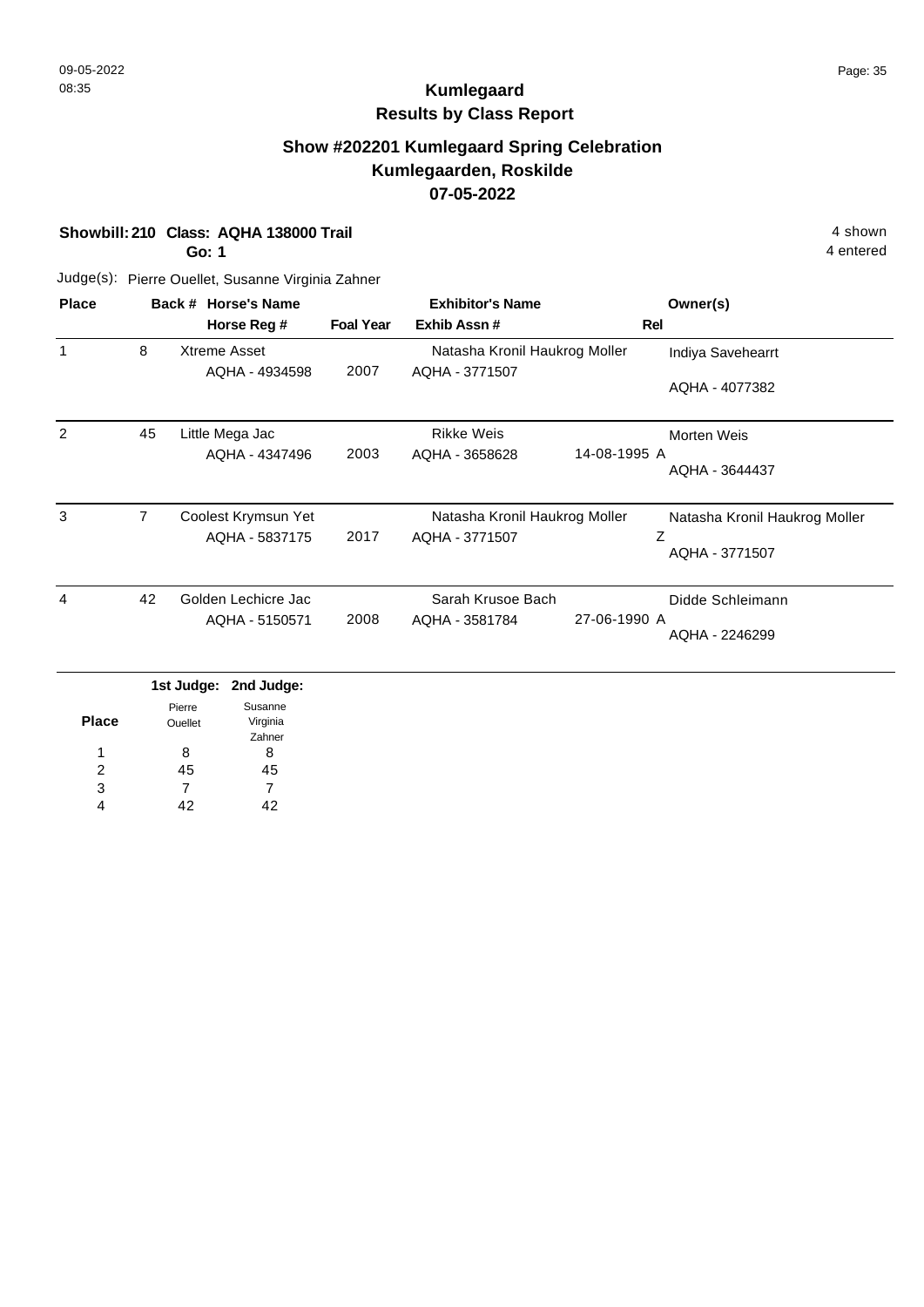# Kumlegaard

## Results by Class Report

### Show #202201 Kumlegaard Spring Celebration
### Kumlegaarden, Roskilde
### 07-05-2022

**Showbill: 210 Class: AQHA 138000 Trail** 4 shown

**Go: 1** 4 entered

Judge(s): Pierre Ouellet, Susanne Virginia Zahner

| Place | Back # | Horse's Name / Horse Reg # | Foal Year | Exhibitor's Name / Exhib Assn # | Rel | Owner(s) |
|---|---|---|---|---|---|---|
| 1 | 8 | Xtreme Asset<br>AQHA - 4934598 | 2007 | Natasha Kronil Haukrog Moller<br>AQHA - 3771507 | | Indiya Savehearrt<br>AQHA - 4077382 |
| 2 | 45 | Little Mega Jac<br>AQHA - 4347496 | 2003 | Rikke Weis<br>AQHA - 3658628 | 14-08-1995 A | Morten Weis<br>AQHA - 3644437 |
| 3 | 7 | Coolest Krymsun Yet<br>AQHA - 5837175 | 2017 | Natasha Kronil Haukrog Moller<br>AQHA - 3771507 | Z | Natasha Kronil Haukrog Moller<br>AQHA - 3771507 |
| 4 | 42 | Golden Lechicre Jac<br>AQHA - 5150571 | 2008 | Sarah Krusoe Bach<br>AQHA - 3581784 | 27-06-1990 A | Didde Schleimann<br>AQHA - 2246299 |

| Place | 1st Judge: Pierre Ouellet | 2nd Judge: Susanne Virginia Zahner |
|---|---|---|
| 1 | 8 | 8 |
| 2 | 45 | 45 |
| 3 | 7 | 7 |
| 4 | 42 | 42 |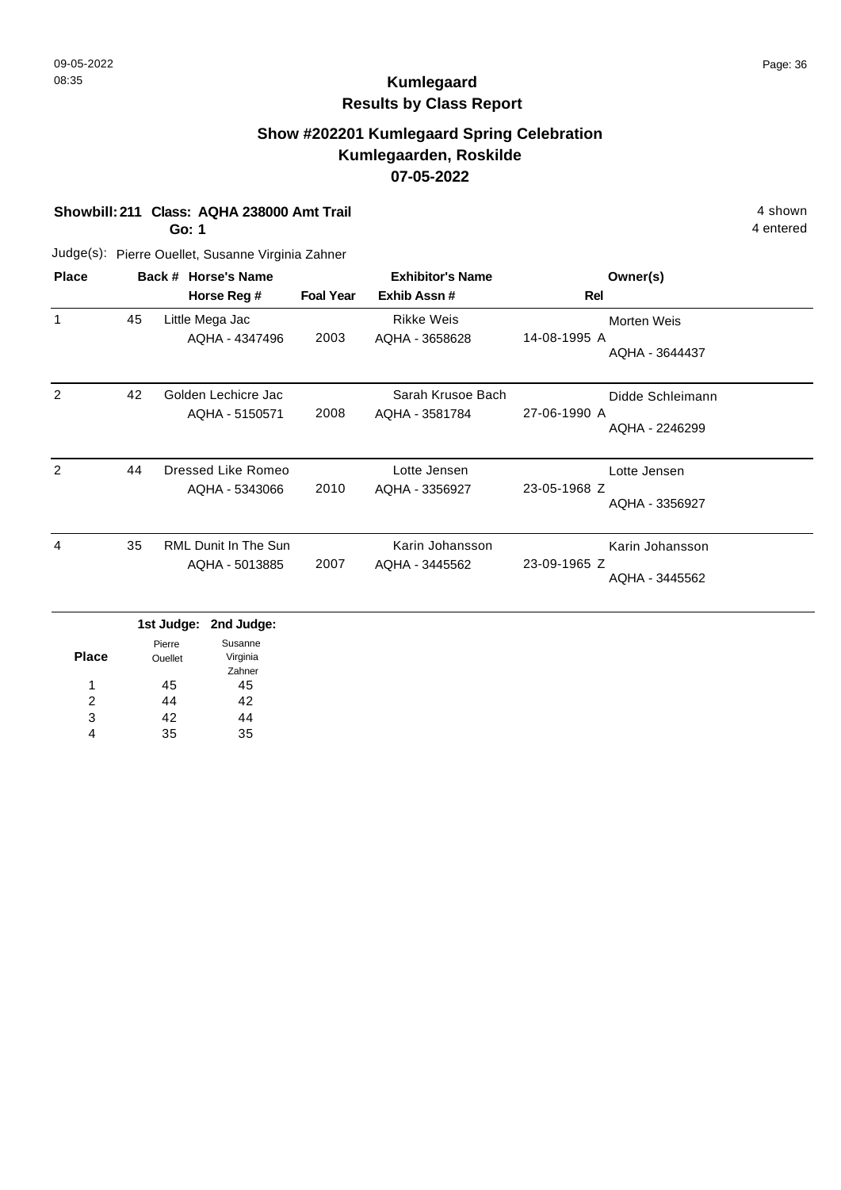## Kumlegaard
## Results by Class Report

### Show #202201 Kumlegaard Spring Celebration
### Kumlegaarden, Roskilde
### 07-05-2022

**Showbill: 211 Class: AQHA 238000 Amt Trail** 4 shown
**Go: 1** 4 entered

Judge(s): Pierre Ouellet, Susanne Virginia Zahner

| Place | Back # | Horse's Name / Horse Reg # | Foal Year | Exhibitor's Name / Exhib Assn # | Rel | Owner(s) |
|---|---|---|---|---|---|---|
| 1 | 45 | Little Mega Jac<br>AQHA - 4347496 | 2003 | Rikke Weis<br>AQHA - 3658628 | 14-08-1995 A | Morten Weis<br>AQHA - 3644437 |
| 2 | 42 | Golden Lechicre Jac<br>AQHA - 5150571 | 2008 | Sarah Krusoe Bach<br>AQHA - 3581784 | 27-06-1990 A | Didde Schleimann<br>AQHA - 2246299 |
| 2 | 44 | Dressed Like Romeo<br>AQHA - 5343066 | 2010 | Lotte Jensen<br>AQHA - 3356927 | 23-05-1968 Z | Lotte Jensen<br>AQHA - 3356927 |
| 4 | 35 | RML Dunit In The Sun<br>AQHA - 5013885 | 2007 | Karin Johansson<br>AQHA - 3445562 | 23-09-1965 Z | Karin Johansson<br>AQHA - 3445562 |

| Place | 1st Judge: Pierre Ouellet | 2nd Judge: Susanne Virginia Zahner |
|---|---|---|
| 1 | 45 | 45 |
| 2 | 44 | 42 |
| 3 | 42 | 44 |
| 4 | 35 | 35 |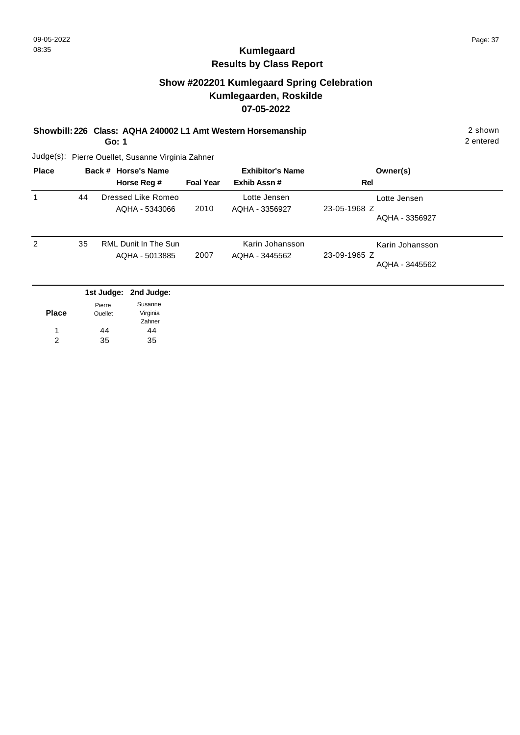# Kumlegaard
## Results by Class Report

### Show #202201 Kumlegaard Spring Celebration
### Kumlegaarden, Roskilde
### 07-05-2022

**Showbill: 226 Class: AQHA 240002 L1 Amt Western Horsemanship** 2 shown

**Go: 1** 2 entered

Judge(s): Pierre Ouellet, Susanne Virginia Zahner

| Place | Back # | Horse's Name / Horse Reg # | Foal Year | Exhibitor's Name / Exhib Assn # | Rel | Owner(s) |
|---|---|---|---|---|---|---|
| 1 | 44 | Dressed Like Romeo<br>AQHA - 5343066 | 2010 | Lotte Jensen<br>AQHA - 3356927 | 23-05-1968 Z | Lotte Jensen<br>AQHA - 3356927 |
| 2 | 35 | RML Dunit In The Sun<br>AQHA - 5013885 | 2007 | Karin Johansson<br>AQHA - 3445562 | 23-09-1965 Z | Karin Johansson<br>AQHA - 3445562 |

| Place | 1st Judge: Pierre Ouellet | 2nd Judge: Susanne Virginia Zahner |
|---|---|---|
| 1 | 44 | 44 |
| 2 | 35 | 35 |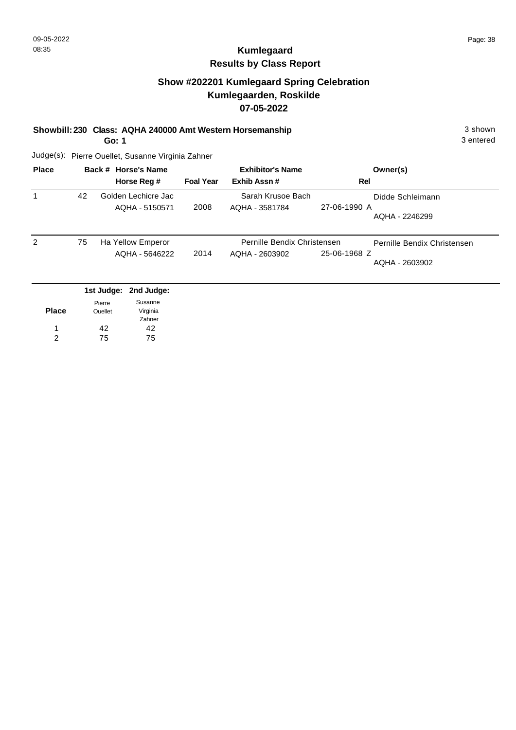# Kumlegaard
## Results by Class Report

## Show #202201 Kumlegaard Spring Celebration
## Kumlegaarden, Roskilde
## 07-05-2022

**Showbill: 230 Class: AQHA 240000 Amt Western Horsemanship** 3 shown
**Go: 1** 3 entered

Judge(s): Pierre Ouellet, Susanne Virginia Zahner

| Place | Back # | Horse's Name / Horse Reg # | Foal Year | Exhibitor's Name / Exhib Assn # | Rel | Owner(s) |
|---|---|---|---|---|---|---|
| 1 | 42 | Golden Lechicre Jac<br>AQHA - 5150571 | 2008 | Sarah Krusoe Bach<br>AQHA - 3581784 | 27-06-1990 A | Didde Schleimann<br>AQHA - 2246299 |
| 2 | 75 | Ha Yellow Emperor<br>AQHA - 5646222 | 2014 | Pernille Bendix Christensen<br>AQHA - 2603902 | 25-06-1968 Z | Pernille Bendix Christensen<br>AQHA - 2603902 |

| Place | 1st Judge: Pierre Ouellet | 2nd Judge: Susanne Virginia Zahner |
|---|---|---|
| 1 | 42 | 42 |
| 2 | 75 | 75 |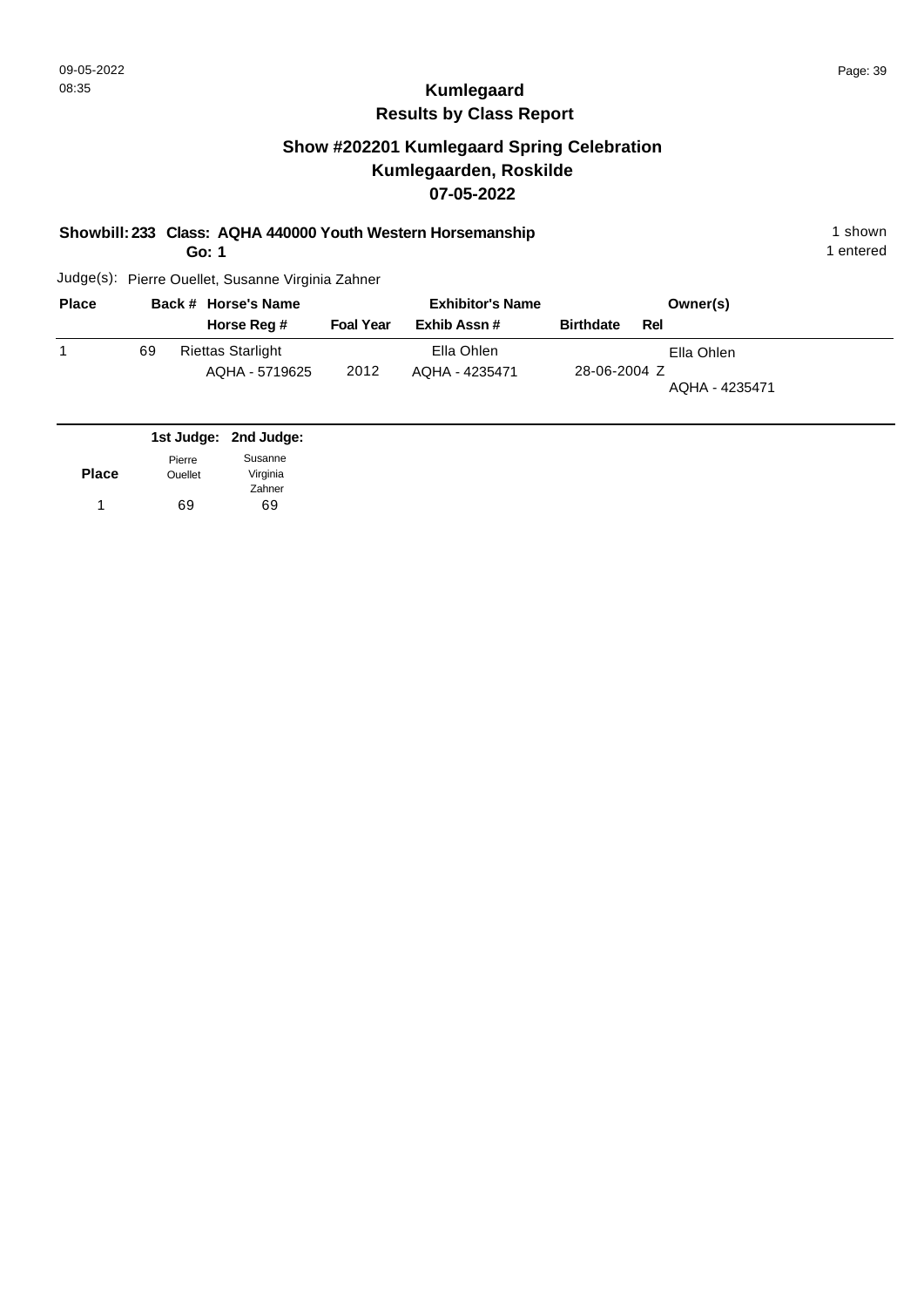# Kumlegaard
## Results by Class Report

## Show #202201 Kumlegaard Spring Celebration
## Kumlegaarden, Roskilde
## 07-05-2022

**Showbill: 233 Class: AQHA 440000 Youth Western Horsemanship** — 1 shown, 1 entered

**Go: 1**

Judge(s): Pierre Ouellet, Susanne Virginia Zahner

| Place | Back # | Horse's Name / Horse Reg # | Foal Year | Exhibitor's Name / Exhib Assn # | Birthdate | Rel | Owner(s) |
|---|---|---|---|---|---|---|---|
| 1 | 69 | Riettas Starlight<br>AQHA - 5719625 | 2012 | Ella Ohlen<br>AQHA - 4235471 | 28-06-2004 | Z | Ella Ohlen<br>AQHA - 4235471 |

| Place | 1st Judge: Pierre Ouellet | 2nd Judge: Susanne Virginia Zahner |
|---|---|---|
| 1 | 69 | 69 |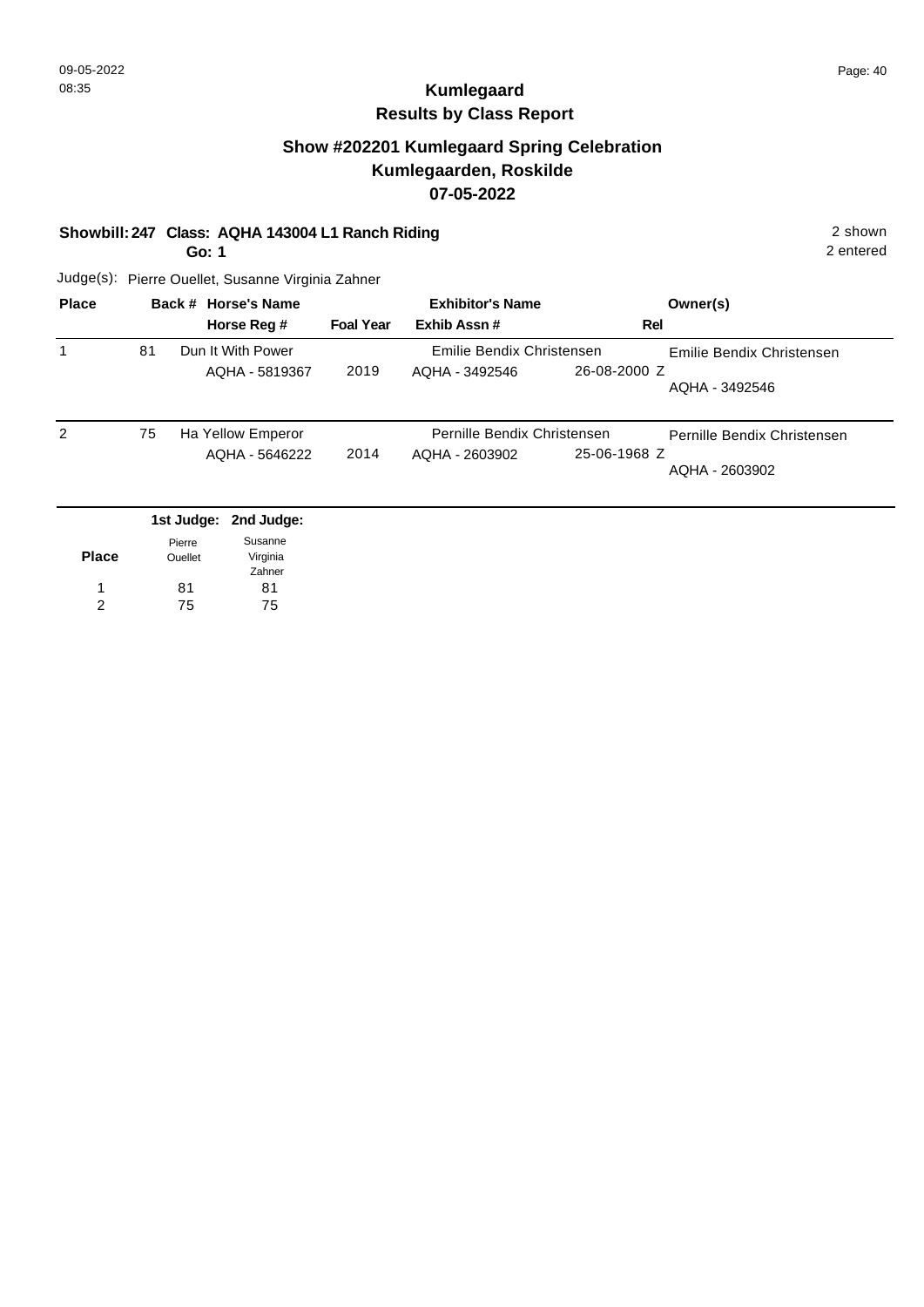# Kumlegaard
## Results by Class Report

### Show #202201 Kumlegaard Spring Celebration
### Kumlegaarden, Roskilde
### 07-05-2022

**Showbill: 247 Class: AQHA 143004 L1 Ranch Riding** 2 shown
**Go: 1** 2 entered

Judge(s): Pierre Ouellet, Susanne Virginia Zahner

| Place | Back # | Horse's Name / Horse Reg # | Foal Year | Exhibitor's Name / Exhib Assn # | Rel | Owner(s) |
|---|---|---|---|---|---|---|
| 1 | 81 | Dun It With Power<br>AQHA - 5819367 | 2019 | Emilie Bendix Christensen<br>AQHA - 3492546 | 26-08-2000 Z | Emilie Bendix Christensen<br>AQHA - 3492546 |
| 2 | 75 | Ha Yellow Emperor<br>AQHA - 5646222 | 2014 | Pernille Bendix Christensen<br>AQHA - 2603902 | 25-06-1968 Z | Pernille Bendix Christensen<br>AQHA - 2603902 |

| Place | 1st Judge: Pierre Ouellet | 2nd Judge: Susanne Virginia Zahner |
|---|---|---|
| 1 | 81 | 81 |
| 2 | 75 | 75 |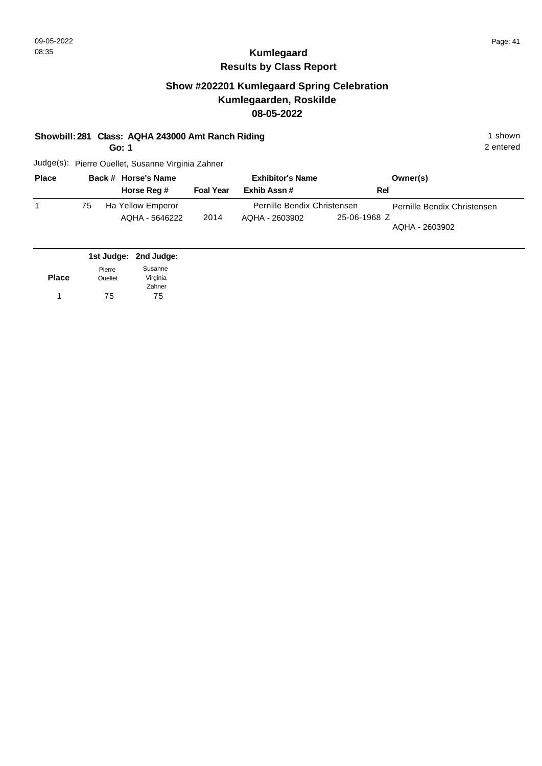# Kumlegaard
## Results by Class Report

### Show #202201 Kumlegaard Spring Celebration
### Kumlegaarden, Roskilde
### 08-05-2022

**Showbill: 281 Class: AQHA 243000 Amt Ranch Riding** 1 shown
**Go: 1** 2 entered

Judge(s): Pierre Ouellet, Susanne Virginia Zahner

| Place | Back # | Horse's Name / Horse Reg # | Foal Year | Exhibitor's Name / Exhib Assn # | Rel | Owner(s) |
|---|---|---|---|---|---|---|
| 1 | 75 | Ha Yellow Emperor<br>AQHA - 5646222 | 2014 | Pernille Bendix Christensen<br>AQHA - 2603902 | 25-06-1968 Z | Pernille Bendix Christensen<br>AQHA - 2603902 |

| Place | 1st Judge: Pierre Ouellet | 2nd Judge: Susanne Virginia Zahner |
|---|---|---|
| 1 | 75 | 75 |